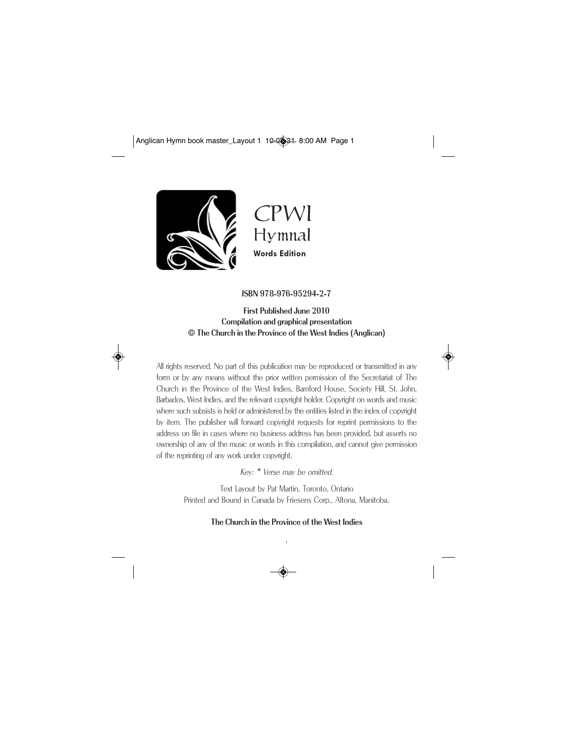# CPWI Hymnal

**Words Edition**

**ISBN 978-976-95294-2-7**

**First Published June 2010**
**Compilation and graphical presentation**
**© The Church in the Province of the West Indies (Anglican)**

All rights reserved. No part of this publication may be reproduced or transmitted in any form or by any means without the prior written permission of the Secretariat of The Church in the Province of the West Indies, Bamford House, Society Hill, St. John, Barbados, West Indies, and the relevant copyright holder. Copyright on words and music where such subsists is held or administered by the entities listed in the index of copyright by item. The publisher will forward copyright requests for reprint permissions to the address on file in cases where no business address has been provided, but asserts no ownership of any of the music or words in this compilation, and cannot give permission of the reprinting of any work under copyright.

*Key: * Verse may be omitted.*

Text Layout by Pat Martin, Toronto, Ontario
Printed and Bound in Canada by Friesens Corp., Altona, Manitoba.

**The Church in the Province of the West Indies**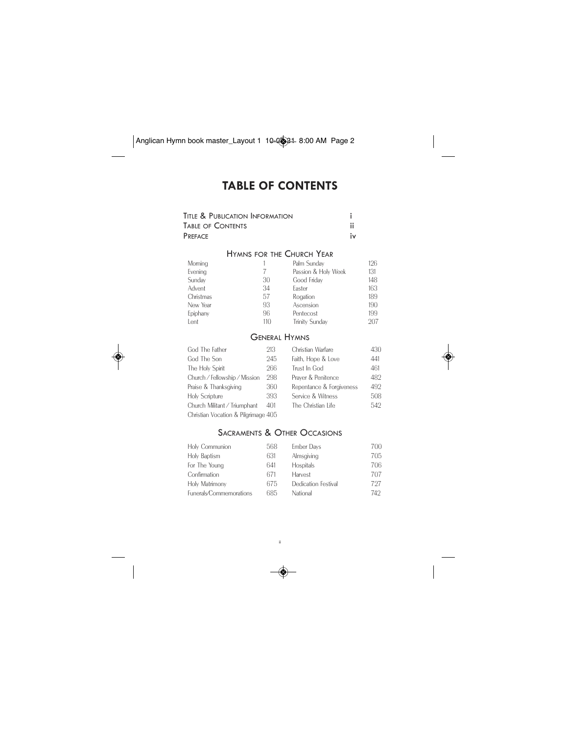# TABLE OF CONTENTS

| | |
|---|---|
| Title & Publication Information | i |
| Table of Contents | ii |
| Preface | iv |

## Hymns for the Church Year

| | | | |
|---|---|---|---|
| Morning | 1 | Palm Sunday | 126 |
| Evening | 7 | Passion & Holy Week | 131 |
| Sunday | 30 | Good Friday | 148 |
| Advent | 34 | Easter | 163 |
| Christmas | 57 | Rogation | 189 |
| New Year | 93 | Ascension | 190 |
| Epiphany | 96 | Pentecost | 199 |
| Lent | 110 | Trinity Sunday | 207 |

## General Hymns

| | | | |
|---|---|---|---|
| God The Father | 213 | Christian Warfare | 430 |
| God The Son | 245 | Faith, Hope & Love | 441 |
| The Holy Spirit | 266 | Trust In God | 461 |
| Church / Fellowship / Mission | 298 | Prayer & Penitence | 482 |
| Praise & Thanksgiving | 360 | Repentance & Forgiveness | 492 |
| Holy Scripture | 393 | Service & Witness | 508 |
| Church Militant / Triumphant | 401 | The Christian Life | 542 |
| Christian Vocation & Pilgrimage | 405 | | |

## Sacraments & Other Occasions

| | | | |
|---|---|---|---|
| Holy Communion | 568 | Ember Days | 700 |
| Holy Baptism | 631 | Almsgiving | 705 |
| For The Young | 641 | Hospitals | 706 |
| Confirmation | 671 | Harvest | 707 |
| Holy Matrimony | 675 | Dedication Festival | 727 |
| Funerals/Commemorations | 685 | National | 742 |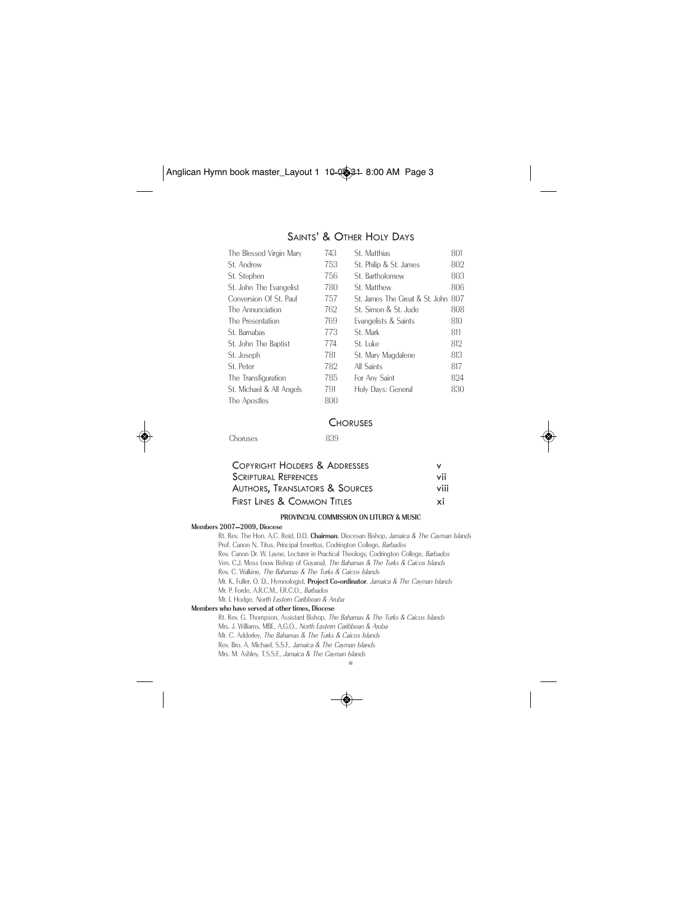## Saints' & Other Holy Days

| | | | |
|---|---|---|---|
| The Blessed Virgin Mary | 743 | St. Matthias | 801 |
| St. Andrew | 753 | St. Philip & St. James | 802 |
| St. Stephen | 756 | St. Bartholomew | 803 |
| St. John The Evangelist | 780 | St. Matthew | 806 |
| Conversion Of St. Paul | 757 | St. James The Great & St. John | 807 |
| The Annunciation | 762 | St. Simon & St. Jude | 808 |
| The Presentation | 769 | Evangelists & Saints | 810 |
| St. Barnabas | 773 | St. Mark | 811 |
| St. John The Baptist | 774 | St. Luke | 812 |
| St. Joseph | 781 | St. Mary Magdalene | 813 |
| St. Peter | 782 | All Saints | 817 |
| The Transfiguration | 785 | For Any Saint | 824 |
| St. Michael & All Angels | 791 | Holy Days: General | 830 |
| The Apostles | 800 | | |

## Choruses

| | |
|---|---|
| Choruses | 839 |

| | |
|---|---|
| Copyright Holders & Addresses | v |
| Scriptural Refrences | vii |
| Authors, Translators & Sources | viii |
| First Lines & Common Titles | xi |

### PROVINCIAL COMMISSION ON LITURGY & MUSIC

**Members 2007–2009, Diocese**

Rt. Rev. The Hon. A.C. Reid, D.D, **Chairman**, Diocesan Bishop, *Jamaica & The Cayman Islands*
Prof. Canon N. Titus, Principal Emeritus, Codrington College, *Barbados*
Rev. Canon Dr. W. Layne, Lecturer in Practical Theology, Codrington College, *Barbados*
Ven. C.J. Moss (now Bishop of Guyana), *The Bahamas & The Turks & Caicos Islands*
Rev. C. Walkine, *The Bahamas & The Turks & Caicos Islands*
Mr. K. Fuller, O. D., Hymnologist, **Project Co-ordinator**, *Jamaica & The Cayman Islands*
Mr. P. Forde, A.R.C.M., F.R.C.O., *Barbados*
Mr. I. Hodge, *North Eastern Caribbean & Aruba*

**Members who have served at other times, Diocese**

Rt. Rev. G. Thompson, Assistant Bishop, *The Bahamas & The Turks & Caicos Islands*
Mrs. J. Williams, MBE, A.G.O., *North Eastern Caribbean & Aruba*
Mr. C. Adderley, *The Bahamas & The Turks & Caicos Islands*
Rev. Bro. A. Michael, S.S.F., *Jamaica & The Cayman Islands*
Mrs. M. Ashley, T.S.S.F., *Jamaica & The Cayman Islands*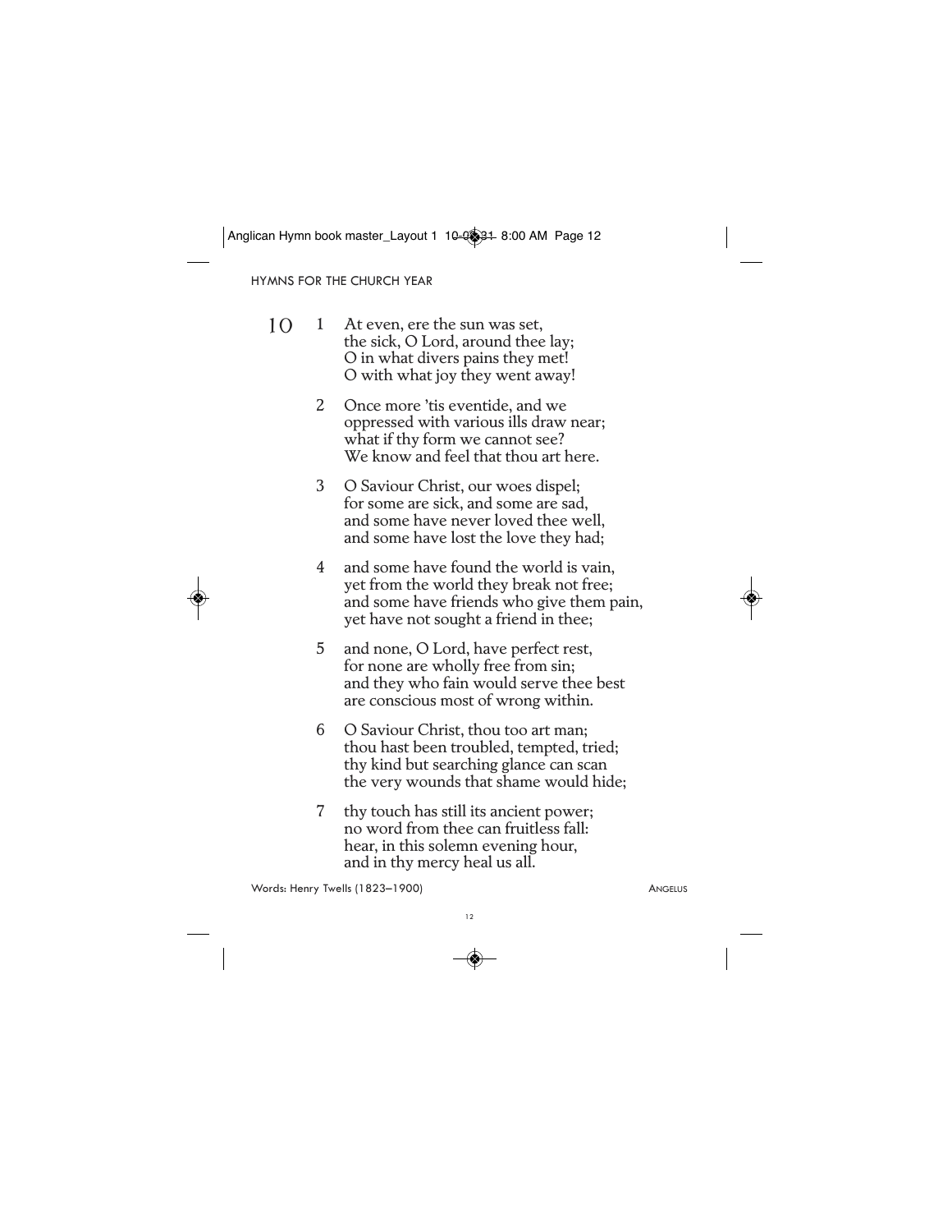## 10

1. At even, ere the sun was set,
   the sick, O Lord, around thee lay;
   O in what divers pains they met!
   O with what joy they went away!

2. Once more 'tis eventide, and we
   oppressed with various ills draw near;
   what if thy form we cannot see?
   We know and feel that thou art here.

3. O Saviour Christ, our woes dispel;
   for some are sick, and some are sad,
   and some have never loved thee well,
   and some have lost the love they had;

4. and some have found the world is vain,
   yet from the world they break not free;
   and some have friends who give them pain,
   yet have not sought a friend in thee;

5. and none, O Lord, have perfect rest,
   for none are wholly free from sin;
   and they who fain would serve thee best
   are conscious most of wrong within.

6. O Saviour Christ, thou too art man;
   thou hast been troubled, tempted, tried;
   thy kind but searching glance can scan
   the very wounds that shame would hide;

7. thy touch has still its ancient power;
   no word from thee can fruitless fall:
   hear, in this solemn evening hour,
   and in thy mercy heal us all.

Words: Henry Twells (1823–1900) ANGELUS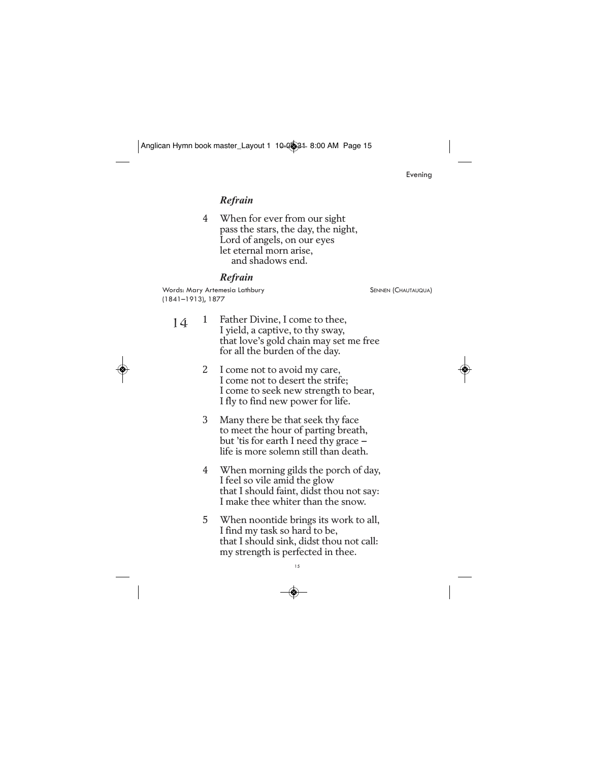*Refrain*

4 When for ever from our sight
pass the stars, the day, the night,
Lord of angels, on our eyes
let eternal morn arise,
and shadows end.

*Refrain*

Words: Mary Artemesia Lathbury (1841–1913), 1877 — SENNEN (CHAUTAUQUA)

## 14

1 Father Divine, I come to thee,
I yield, a captive, to thy sway,
that love's gold chain may set me free
for all the burden of the day.

2 I come not to avoid my care,
I come not to desert the strife;
I come to seek new strength to bear,
I fly to find new power for life.

3 Many there be that seek thy face
to meet the hour of parting breath,
but 'tis for earth I need thy grace –
life is more solemn still than death.

4 When morning gilds the porch of day,
I feel so vile amid the glow
that I should faint, didst thou not say:
I make thee whiter than the snow.

5 When noontide brings its work to all,
I find my task so hard to be,
that I should sink, didst thou not call:
my strength is perfected in thee.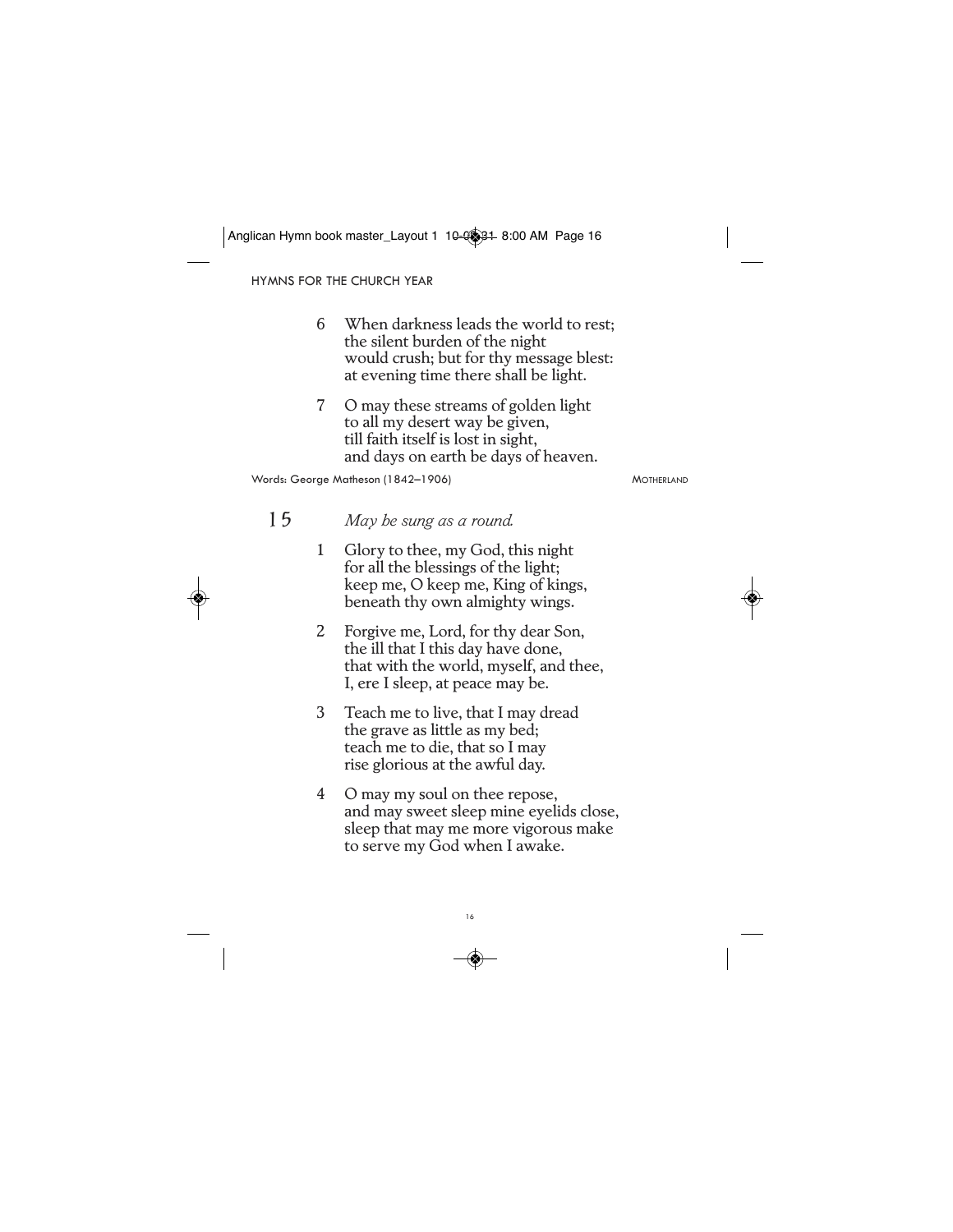6 When darkness leads the world to rest;
the silent burden of the night
would crush; but for thy message blest:
at evening time there shall be light.

7 O may these streams of golden light
to all my desert way be given,
till faith itself is lost in sight,
and days on earth be days of heaven.

Words: George Matheson (1842–1906) MOTHERLAND

## 15

*May be sung as a round.*

1 Glory to thee, my God, this night
for all the blessings of the light;
keep me, O keep me, King of kings,
beneath thy own almighty wings.

2 Forgive me, Lord, for thy dear Son,
the ill that I this day have done,
that with the world, myself, and thee,
I, ere I sleep, at peace may be.

3 Teach me to live, that I may dread
the grave as little as my bed;
teach me to die, that so I may
rise glorious at the awful day.

4 O may my soul on thee repose,
and may sweet sleep mine eyelids close,
sleep that may me more vigorous make
to serve my God when I awake.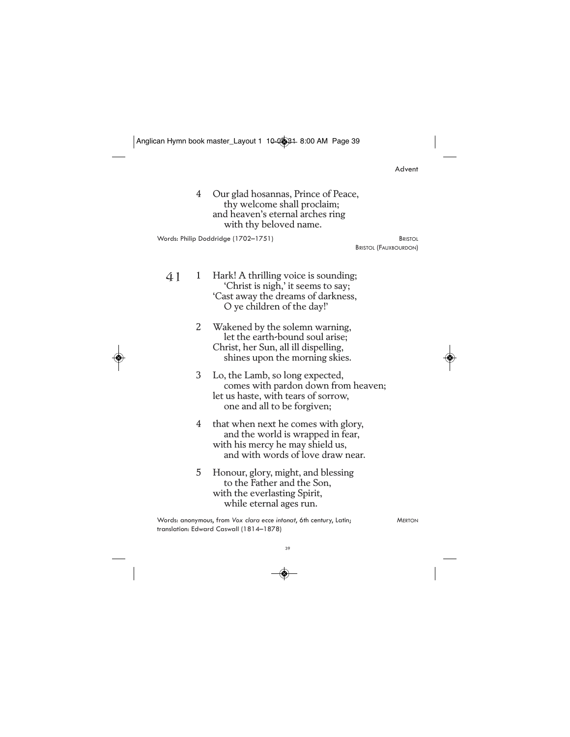4 Our glad hosannas, Prince of Peace,
  thy welcome shall proclaim;
and heaven's eternal arches ring
  with thy beloved name.

Words: Philip Doddridge (1702–1751)

BRISTOL
BRISTOL (FAUXBOURDON)

## 41

1 Hark! A thrilling voice is sounding;
  'Christ is nigh,' it seems to say;
'Cast away the dreams of darkness,
  O ye children of the day!'

2 Wakened by the solemn warning,
  let the earth-bound soul arise;
Christ, her Sun, all ill dispelling,
  shines upon the morning skies.

3 Lo, the Lamb, so long expected,
  comes with pardon down from heaven;
let us haste, with tears of sorrow,
  one and all to be forgiven;

4 that when next he comes with glory,
  and the world is wrapped in fear,
with his mercy he may shield us,
  and with words of love draw near.

5 Honour, glory, might, and blessing
  to the Father and the Son,
with the everlasting Spirit,
  while eternal ages run.

Words: anonymous, from *Vox clara ecce intonat*, 6th century, Latin; translation: Edward Caswall (1814–1878)

MERTON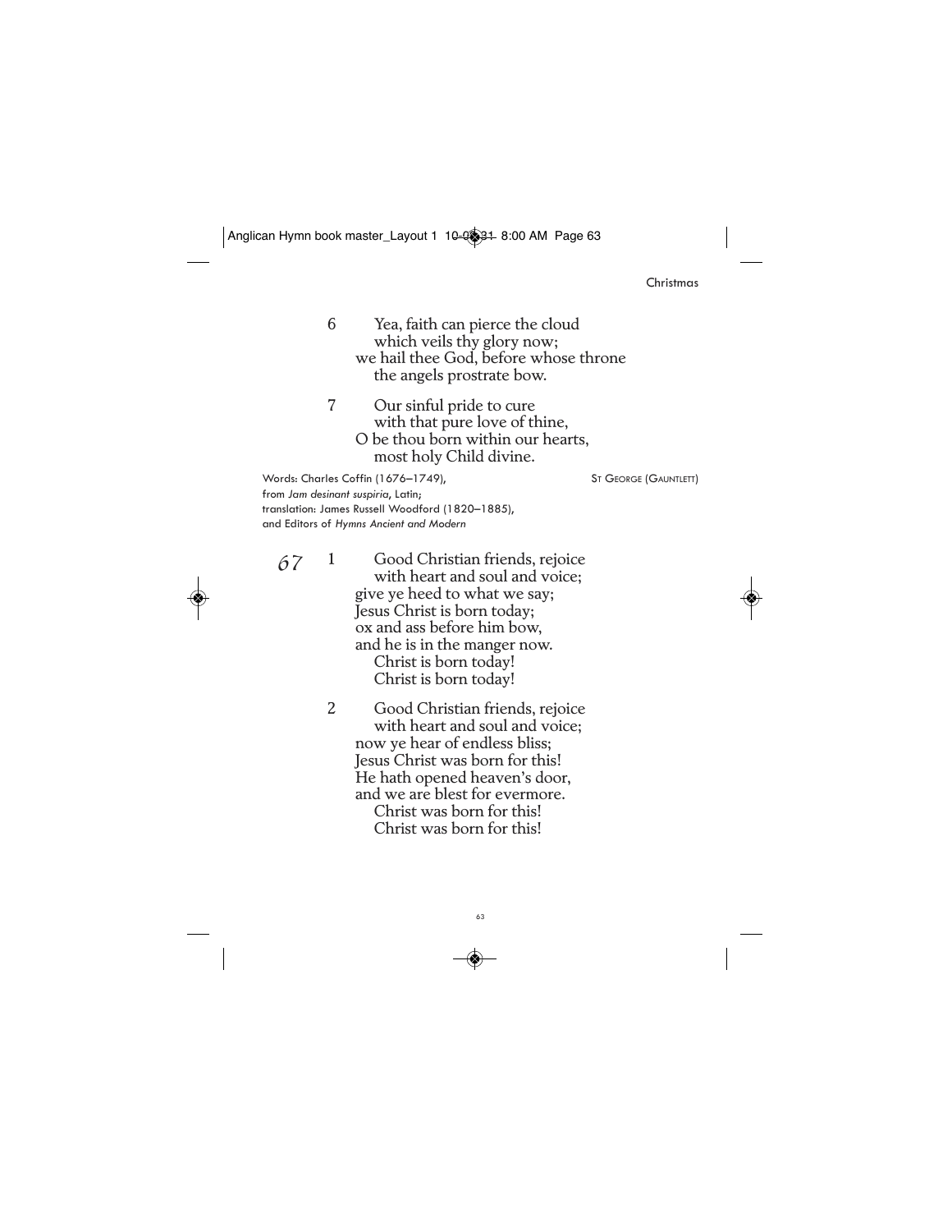6 Yea, faith can pierce the cloud
which veils thy glory now;
we hail thee God, before whose throne
the angels prostrate bow.

7 Our sinful pride to cure
with that pure love of thine,
O be thou born within our hearts,
most holy Child divine.

Words: Charles Coffin (1676–1749),
from *Jam desinant suspiria*, Latin;
translation: James Russell Woodford (1820–1885),
and Editors of *Hymns Ancient and Modern*

ST GEORGE (GAUNTLETT)

## 67

1 Good Christian friends, rejoice
with heart and soul and voice;
give ye heed to what we say;
Jesus Christ is born today;
ox and ass before him bow,
and he is in the manger now.
Christ is born today!
Christ is born today!

2 Good Christian friends, rejoice
with heart and soul and voice;
now ye hear of endless bliss;
Jesus Christ was born for this!
He hath opened heaven's door,
and we are blest for evermore.
Christ was born for this!
Christ was born for this!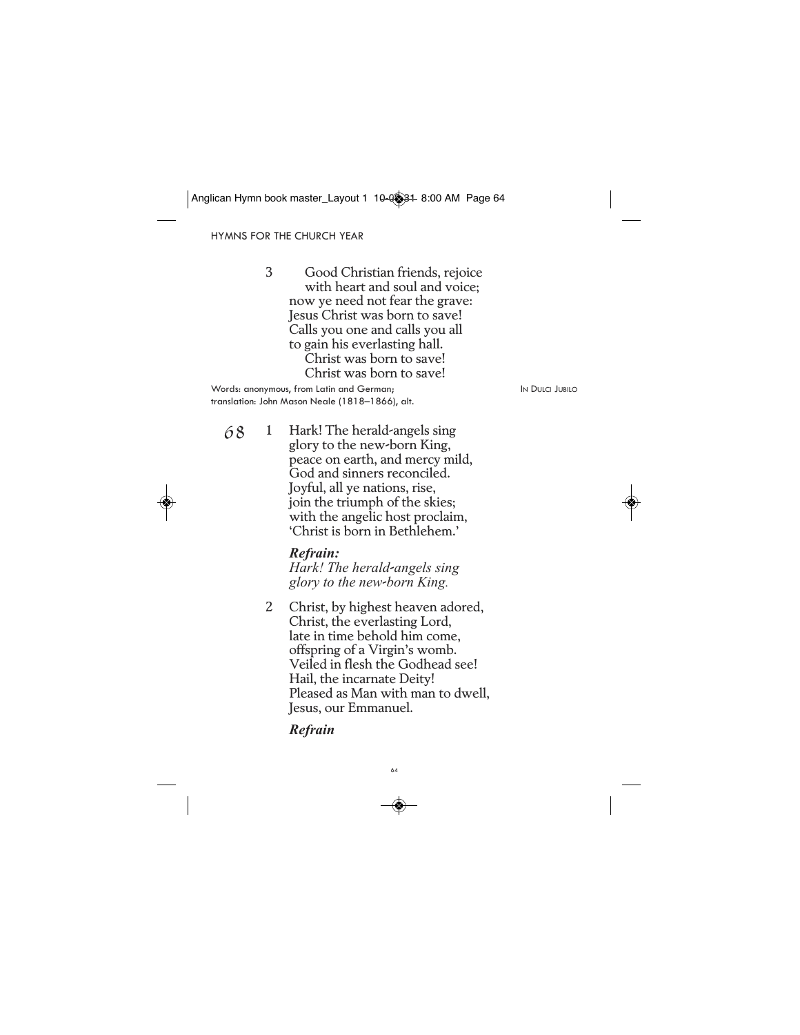3 Good Christian friends, rejoice
with heart and soul and voice;
now ye need not fear the grave:
Jesus Christ was born to save!
Calls you one and calls you all
to gain his everlasting hall.
Christ was born to save!
Christ was born to save!

Words: anonymous, from Latin and German; translation: John Mason Neale (1818–1866), alt.

IN DULCI JUBILO

## 68

1 Hark! The herald-angels sing
glory to the new-born King,
peace on earth, and mercy mild,
God and sinners reconciled.
Joyful, all ye nations, rise,
join the triumph of the skies;
with the angelic host proclaim,
'Christ is born in Bethlehem.'

***Refrain:***
*Hark! The herald-angels sing*
*glory to the new-born King.*

2 Christ, by highest heaven adored,
Christ, the everlasting Lord,
late in time behold him come,
offspring of a Virgin's womb.
Veiled in flesh the Godhead see!
Hail, the incarnate Deity!
Pleased as Man with man to dwell,
Jesus, our Emmanuel.

***Refrain***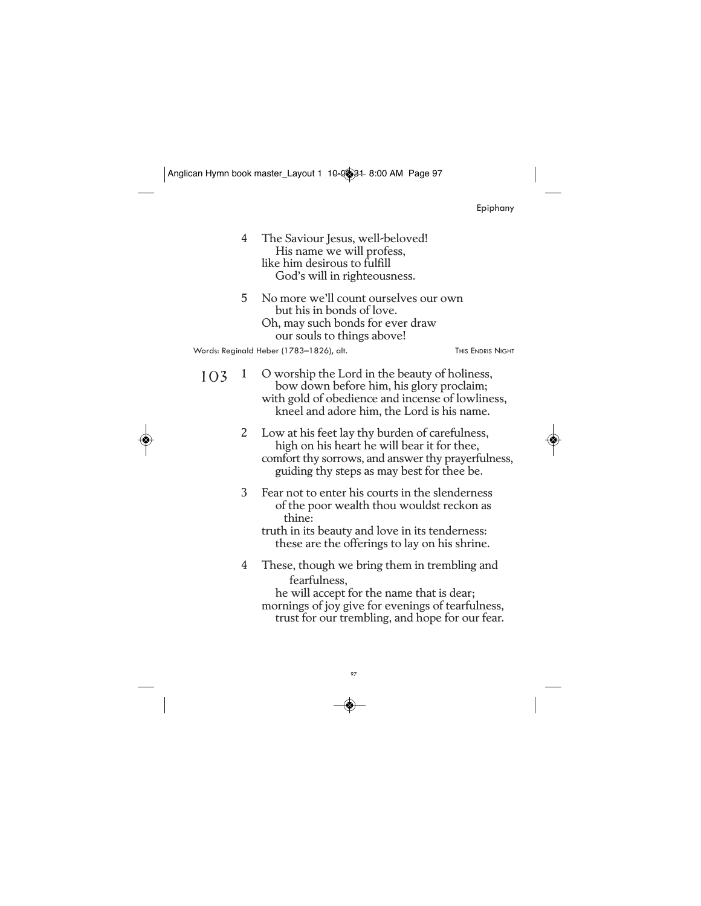4 The Saviour Jesus, well-beloved!
His name we will profess,
like him desirous to fulfill
God's will in righteousness.

5 No more we'll count ourselves our own
but his in bonds of love.
Oh, may such bonds for ever draw
our souls to things above!

Words: Reginald Heber (1783–1826), alt. THIS ENDRIS NIGHT

## 103

1 O worship the Lord in the beauty of holiness,
bow down before him, his glory proclaim;
with gold of obedience and incense of lowliness,
kneel and adore him, the Lord is his name.

2 Low at his feet lay thy burden of carefulness,
high on his heart he will bear it for thee,
comfort thy sorrows, and answer thy prayerfulness,
guiding thy steps as may best for thee be.

3 Fear not to enter his courts in the slenderness
of the poor wealth thou wouldst reckon as thine:
truth in its beauty and love in its tenderness:
these are the offerings to lay on his shrine.

4 These, though we bring them in trembling and fearfulness,
he will accept for the name that is dear;
mornings of joy give for evenings of tearfulness,
trust for our trembling, and hope for our fear.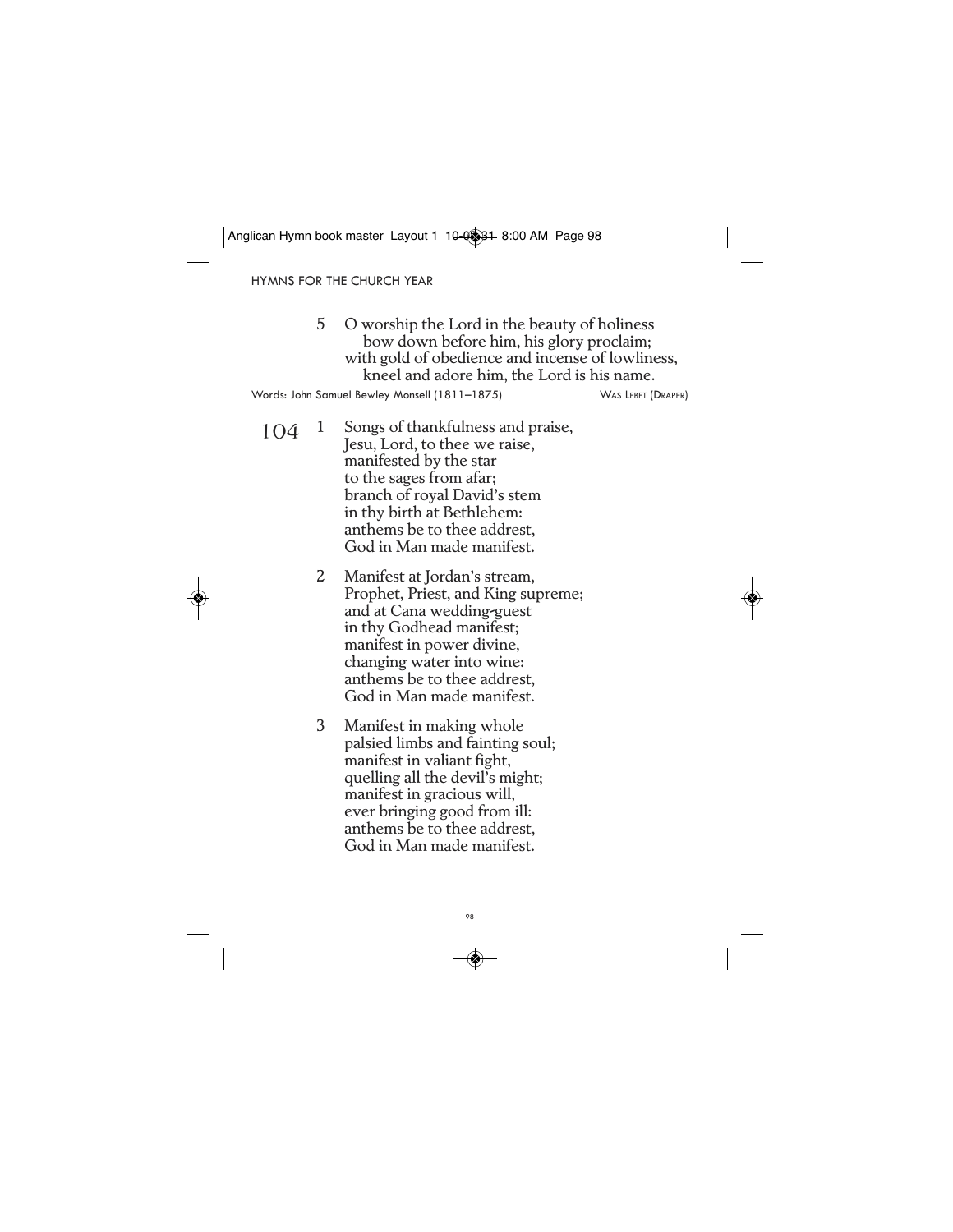5 O worship the Lord in the beauty of holiness
  bow down before him, his glory proclaim;
with gold of obedience and incense of lowliness,
  kneel and adore him, the Lord is his name.

Words: John Samuel Bewley Monsell (1811–1875) WAS LEBET (DRAPER)

## 104

1 Songs of thankfulness and praise,
Jesu, Lord, to thee we raise,
manifested by the star
to the sages from afar;
branch of royal David's stem
in thy birth at Bethlehem:
anthems be to thee addrest,
God in Man made manifest.

2 Manifest at Jordan's stream,
Prophet, Priest, and King supreme;
and at Cana wedding-guest
in thy Godhead manifest;
manifest in power divine,
changing water into wine:
anthems be to thee addrest,
God in Man made manifest.

3 Manifest in making whole
palsied limbs and fainting soul;
manifest in valiant fight,
quelling all the devil's might;
manifest in gracious will,
ever bringing good from ill:
anthems be to thee addrest,
God in Man made manifest.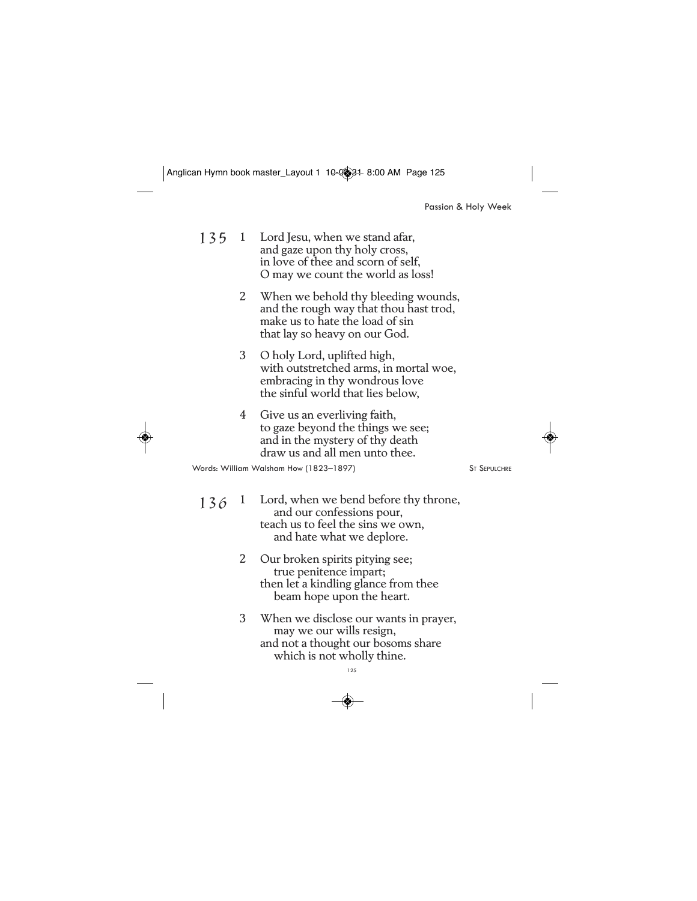**135**

1. Lord Jesu, when we stand afar,
and gaze upon thy holy cross,
in love of thee and scorn of self,
O may we count the world as loss!

2. When we behold thy bleeding wounds,
and the rough way that thou hast trod,
make us to hate the load of sin
that lay so heavy on our God.

3. O holy Lord, uplifted high,
with outstretched arms, in mortal woe,
embracing in thy wondrous love
the sinful world that lies below,

4. Give us an everliving faith,
to gaze beyond the things we see;
and in the mystery of thy death
draw us and all men unto thee.

Words: William Walsham How (1823–1897) — ST SEPULCHRE

**136**

1. Lord, when we bend before thy throne,
  and our confessions pour,
teach us to feel the sins we own,
  and hate what we deplore.

2. Our broken spirits pitying see;
  true penitence impart;
then let a kindling glance from thee
  beam hope upon the heart.

3. When we disclose our wants in prayer,
  may we our wills resign,
and not a thought our bosoms share
  which is not wholly thine.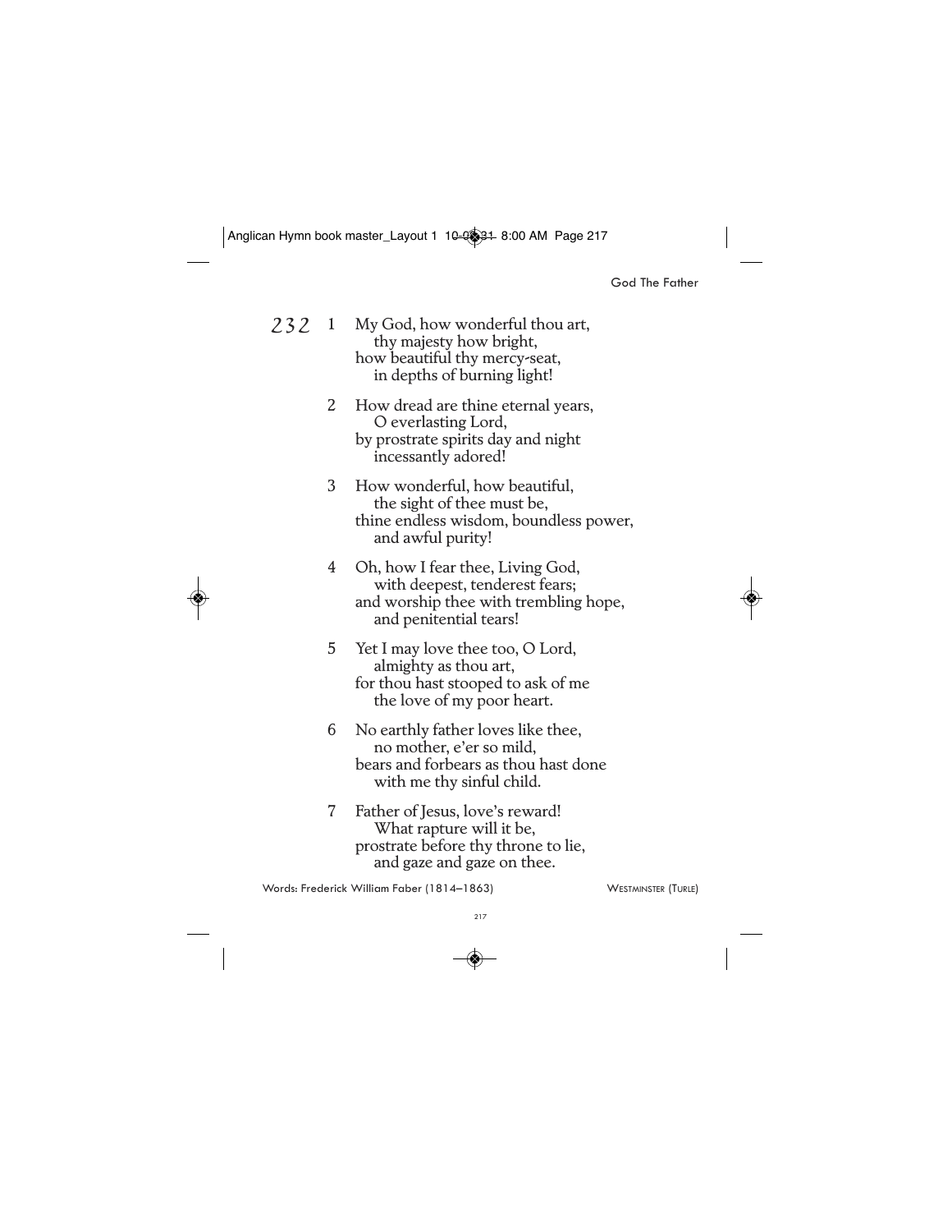## 232

1. My God, how wonderful thou art,
   thy majesty how bright,
   how beautiful thy mercy-seat,
   in depths of burning light!

2. How dread are thine eternal years,
   O everlasting Lord,
   by prostrate spirits day and night
   incessantly adored!

3. How wonderful, how beautiful,
   the sight of thee must be,
   thine endless wisdom, boundless power,
   and awful purity!

4. Oh, how I fear thee, Living God,
   with deepest, tenderest fears;
   and worship thee with trembling hope,
   and penitential tears!

5. Yet I may love thee too, O Lord,
   almighty as thou art,
   for thou hast stooped to ask of me
   the love of my poor heart.

6. No earthly father loves like thee,
   no mother, e'er so mild,
   bears and forbears as thou hast done
   with me thy sinful child.

7. Father of Jesus, love's reward!
   What rapture will it be,
   prostrate before thy throne to lie,
   and gaze and gaze on thee.

Words: Frederick William Faber (1814–1863) WESTMINSTER (TURLE)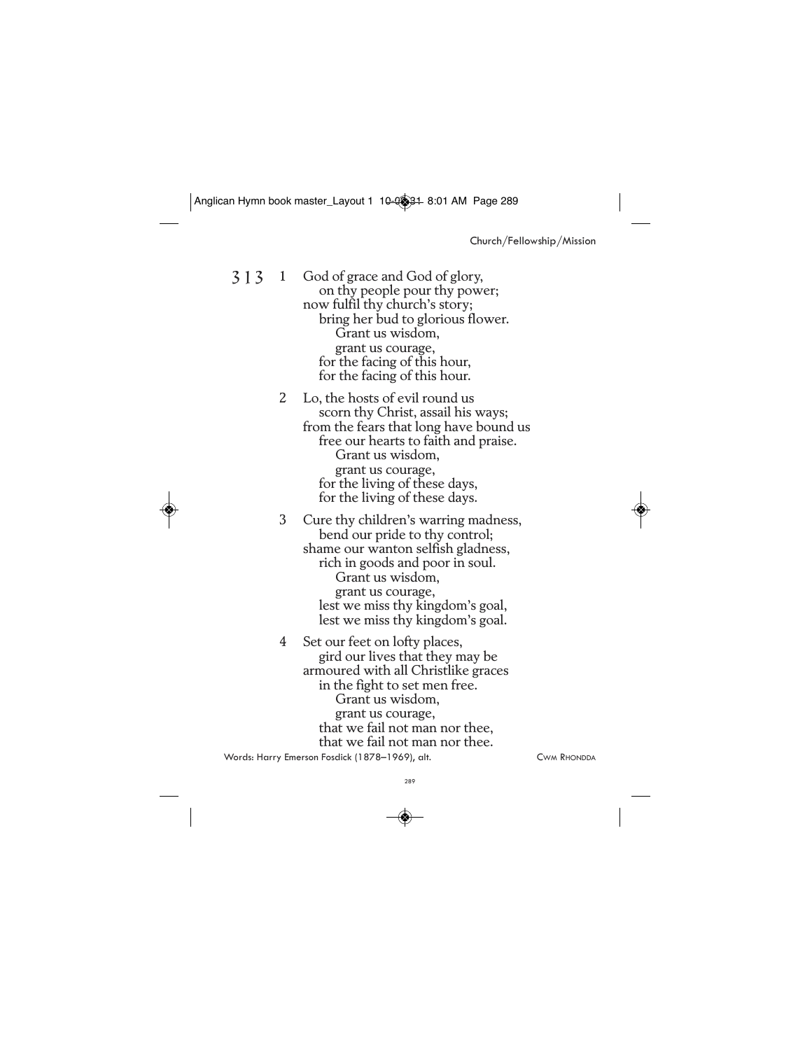## 313

1 God of grace and God of glory,
  on thy people pour thy power;
now fulfil thy church's story;
  bring her bud to glorious flower.
    Grant us wisdom,
    grant us courage,
  for the facing of this hour,
  for the facing of this hour.

2 Lo, the hosts of evil round us
  scorn thy Christ, assail his ways;
from the fears that long have bound us
  free our hearts to faith and praise.
    Grant us wisdom,
    grant us courage,
  for the living of these days,
  for the living of these days.

3 Cure thy children's warring madness,
  bend our pride to thy control;
shame our wanton selfish gladness,
  rich in goods and poor in soul.
    Grant us wisdom,
    grant us courage,
  lest we miss thy kingdom's goal,
  lest we miss thy kingdom's goal.

4 Set our feet on lofty places,
  gird our lives that they may be
armoured with all Christlike graces
  in the fight to set men free.
    Grant us wisdom,
    grant us courage,
  that we fail not man nor thee,
  that we fail not man nor thee.

Words: Harry Emerson Fosdick (1878–1969), alt. CWM RHONDDA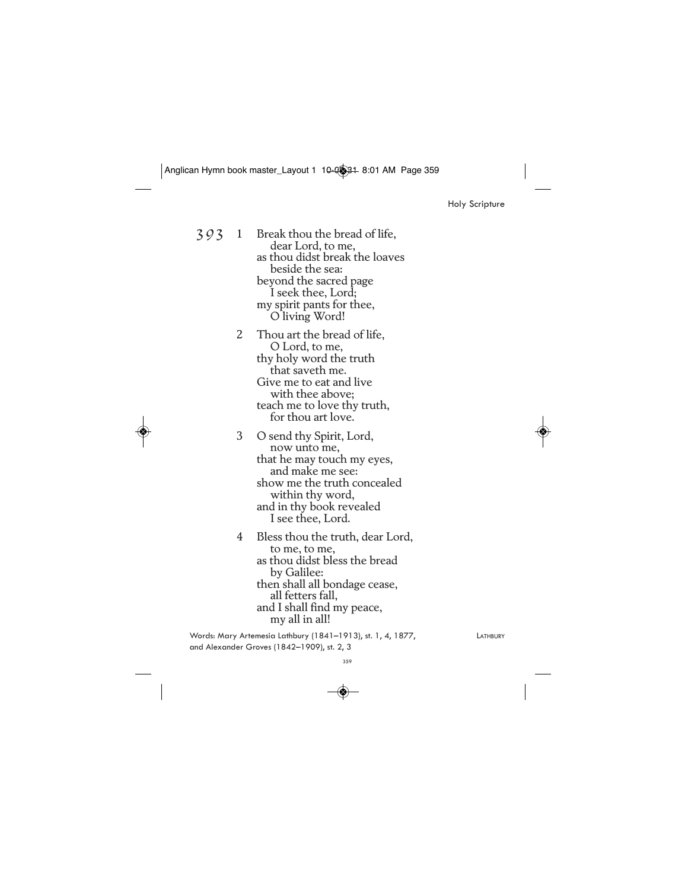## 393

1. Break thou the bread of life,
   dear Lord, to me,
   as thou didst break the loaves
   beside the sea:
   beyond the sacred page
   I seek thee, Lord;
   my spirit pants for thee,
   O living Word!

2. Thou art the bread of life,
   O Lord, to me,
   thy holy word the truth
   that saveth me.
   Give me to eat and live
   with thee above;
   teach me to love thy truth,
   for thou art love.

3. O send thy Spirit, Lord,
   now unto me,
   that he may touch my eyes,
   and make me see:
   show me the truth concealed
   within thy word,
   and in thy book revealed
   I see thee, Lord.

4. Bless thou the truth, dear Lord,
   to me, to me,
   as thou didst bless the bread
   by Galilee:
   then shall all bondage cease,
   all fetters fall,
   and I shall find my peace,
   my all in all!

Words: Mary Artemesia Lathbury (1841–1913), st. 1, 4, 1877, and Alexander Groves (1842–1909), st. 2, 3

LATHBURY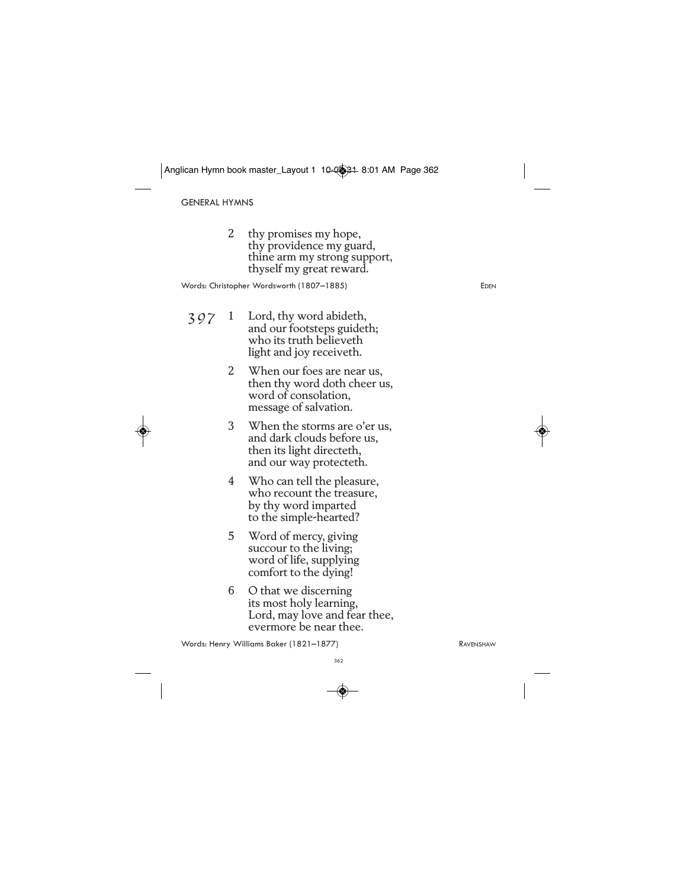2 thy promises my hope,
thy providence my guard,
thine arm my strong support,
thyself my great reward.

Words: Christopher Wordsworth (1807–1885) EDEN

*397*

1 Lord, thy word abideth,
and our footsteps guideth;
who its truth believeth
light and joy receiveth.

2 When our foes are near us,
then thy word doth cheer us,
word of consolation,
message of salvation.

3 When the storms are o'er us,
and dark clouds before us,
then its light directeth,
and our way protecteth.

4 Who can tell the pleasure,
who recount the treasure,
by thy word imparted
to the simple-hearted?

5 Word of mercy, giving
succour to the living;
word of life, supplying
comfort to the dying!

6 O that we discerning
its most holy learning,
Lord, may love and fear thee,
evermore be near thee.

Words: Henry Williams Baker (1821–1877) RAVENSHAW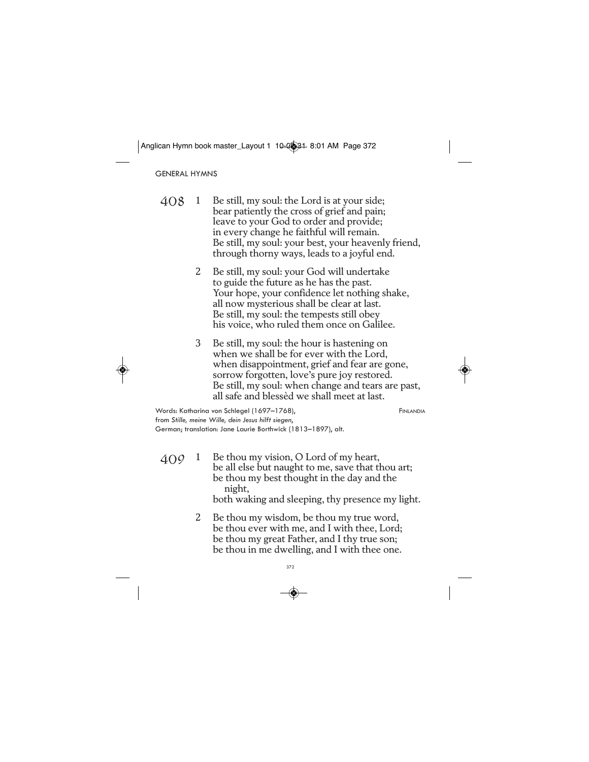## 408

1. Be still, my soul: the Lord is at your side;
   bear patiently the cross of grief and pain;
   leave to your God to order and provide;
   in every change he faithful will remain.
   Be still, my soul: your best, your heavenly friend,
   through thorny ways, leads to a joyful end.

2. Be still, my soul: your God will undertake
   to guide the future as he has the past.
   Your hope, your confidence let nothing shake,
   all now mysterious shall be clear at last.
   Be still, my soul: the tempests still obey
   his voice, who ruled them once on Galilee.

3. Be still, my soul: the hour is hastening on
   when we shall be for ever with the Lord,
   when disappointment, grief and fear are gone,
   sorrow forgotten, love's pure joy restored.
   Be still, my soul: when change and tears are past,
   all safe and blessèd we shall meet at last.

Words: Katharina von Schlegel (1697–1768),
from *Stille, meine Wille, dein Jesus hilft siegen*,
German; translation: Jane Laurie Borthwick (1813–1897), alt.

FINLANDIA

## 409

1. Be thou my vision, O Lord of my heart,
   be all else but naught to me, save that thou art;
   be thou my best thought in the day and the night,
   both waking and sleeping, thy presence my light.

2. Be thou my wisdom, be thou my true word,
   be thou ever with me, and I with thee, Lord;
   be thou my great Father, and I thy true son;
   be thou in me dwelling, and I with thee one.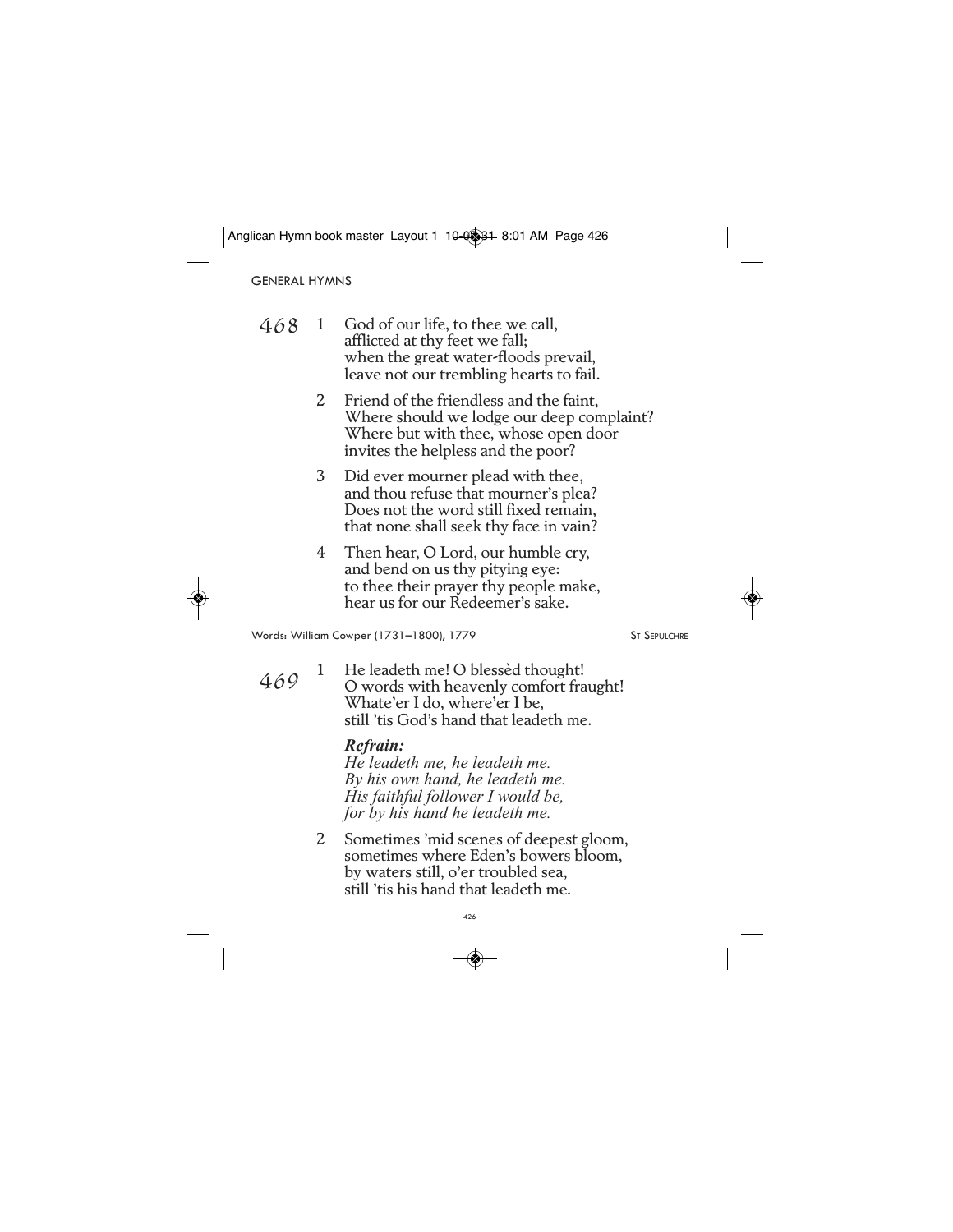GENERAL HYMNS

**468**

1 God of our life, to thee we call,
afflicted at thy feet we fall;
when the great water-floods prevail,
leave not our trembling hearts to fail.

2 Friend of the friendless and the faint,
Where should we lodge our deep complaint?
Where but with thee, whose open door
invites the helpless and the poor?

3 Did ever mourner plead with thee,
and thou refuse that mourner's plea?
Does not the word still fixed remain,
that none shall seek thy face in vain?

4 Then hear, O Lord, our humble cry,
and bend on us thy pitying eye:
to thee their prayer thy people make,
hear us for our Redeemer's sake.

Words: William Cowper (1731–1800), 1779 — ST SEPULCHRE

**469**

1 He leadeth me! O blessèd thought!
O words with heavenly comfort fraught!
Whate'er I do, where'er I be,
still 'tis God's hand that leadeth me.

***Refrain:***
*He leadeth me, he leadeth me.*
*By his own hand, he leadeth me.*
*His faithful follower I would be,*
*for by his hand he leadeth me.*

2 Sometimes 'mid scenes of deepest gloom,
sometimes where Eden's bowers bloom,
by waters still, o'er troubled sea,
still 'tis his hand that leadeth me.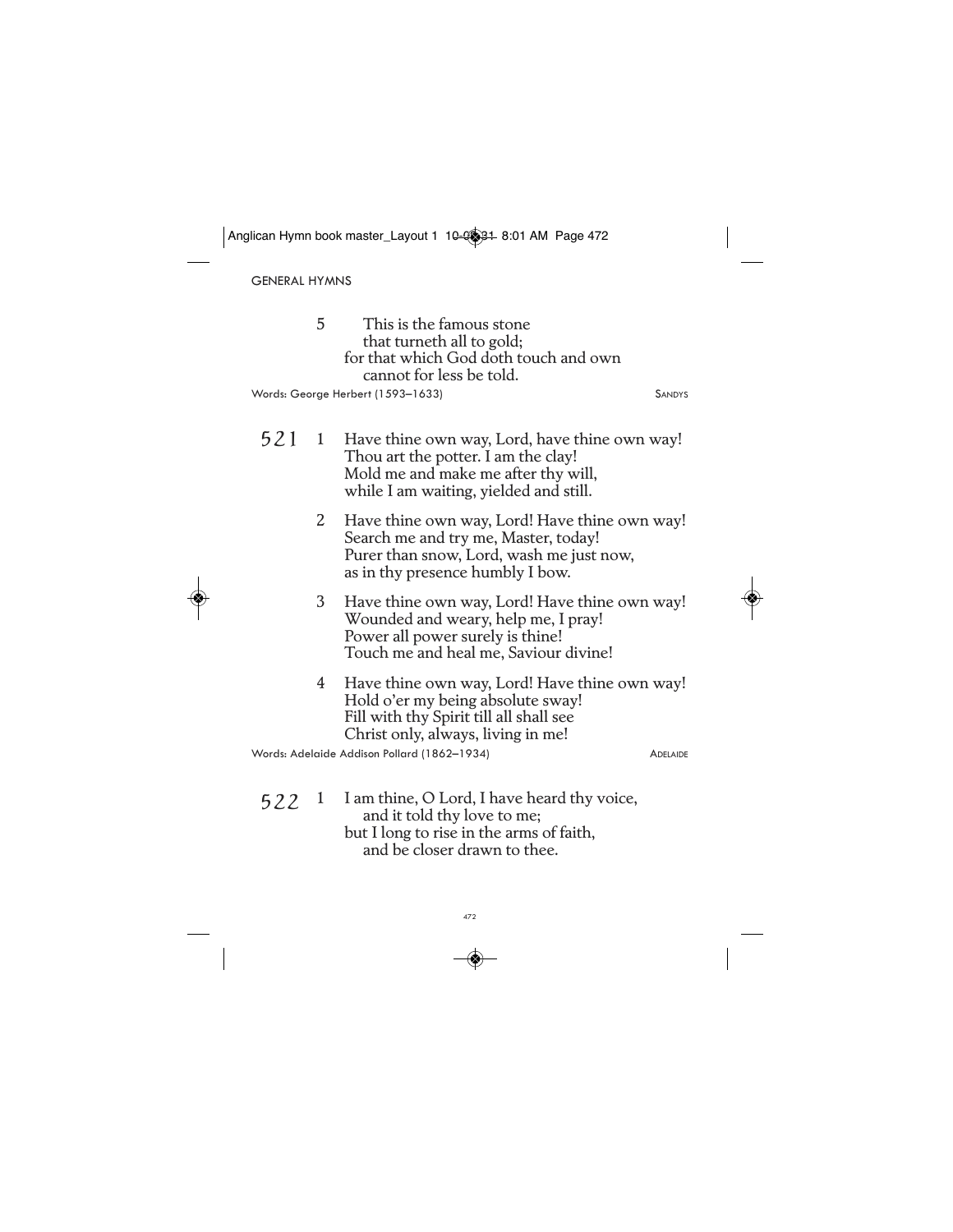5 This is the famous stone
that turneth all to gold;
for that which God doth touch and own
cannot for less be told.

Words: George Herbert (1593–1633) SANDYS

**521**

1 Have thine own way, Lord, have thine own way!
Thou art the potter. I am the clay!
Mold me and make me after thy will,
while I am waiting, yielded and still.

2 Have thine own way, Lord! Have thine own way!
Search me and try me, Master, today!
Purer than snow, Lord, wash me just now,
as in thy presence humbly I bow.

3 Have thine own way, Lord! Have thine own way!
Wounded and weary, help me, I pray!
Power all power surely is thine!
Touch me and heal me, Saviour divine!

4 Have thine own way, Lord! Have thine own way!
Hold o'er my being absolute sway!
Fill with thy Spirit till all shall see
Christ only, always, living in me!

Words: Adelaide Addison Pollard (1862–1934) ADELAIDE

**522**

1 I am thine, O Lord, I have heard thy voice,
and it told thy love to me;
but I long to rise in the arms of faith,
and be closer drawn to thee.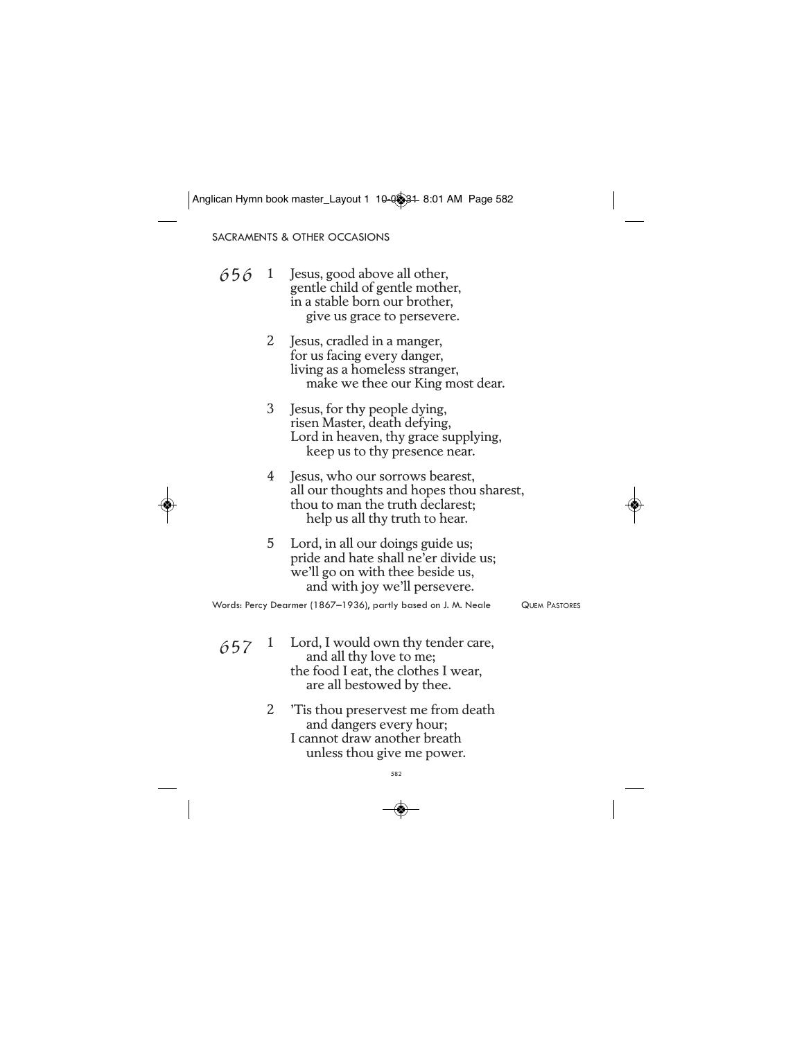SACRAMENTS & OTHER OCCASIONS

## 656

1. Jesus, good above all other,
gentle child of gentle mother,
in a stable born our brother,
give us grace to persevere.

2. Jesus, cradled in a manger,
for us facing every danger,
living as a homeless stranger,
make we thee our King most dear.

3. Jesus, for thy people dying,
risen Master, death defying,
Lord in heaven, thy grace supplying,
keep us to thy presence near.

4. Jesus, who our sorrows bearest,
all our thoughts and hopes thou sharest,
thou to man the truth declarest;
help us all thy truth to hear.

5. Lord, in all our doings guide us;
pride and hate shall ne'er divide us;
we'll go on with thee beside us,
and with joy we'll persevere.

Words: Percy Dearmer (1867–1936), partly based on J. M. Neale — QUEM PASTORES

## 657

1. Lord, I would own thy tender care,
and all thy love to me;
the food I eat, the clothes I wear,
are all bestowed by thee.

2. 'Tis thou preservest me from death
and dangers every hour;
I cannot draw another breath
unless thou give me power.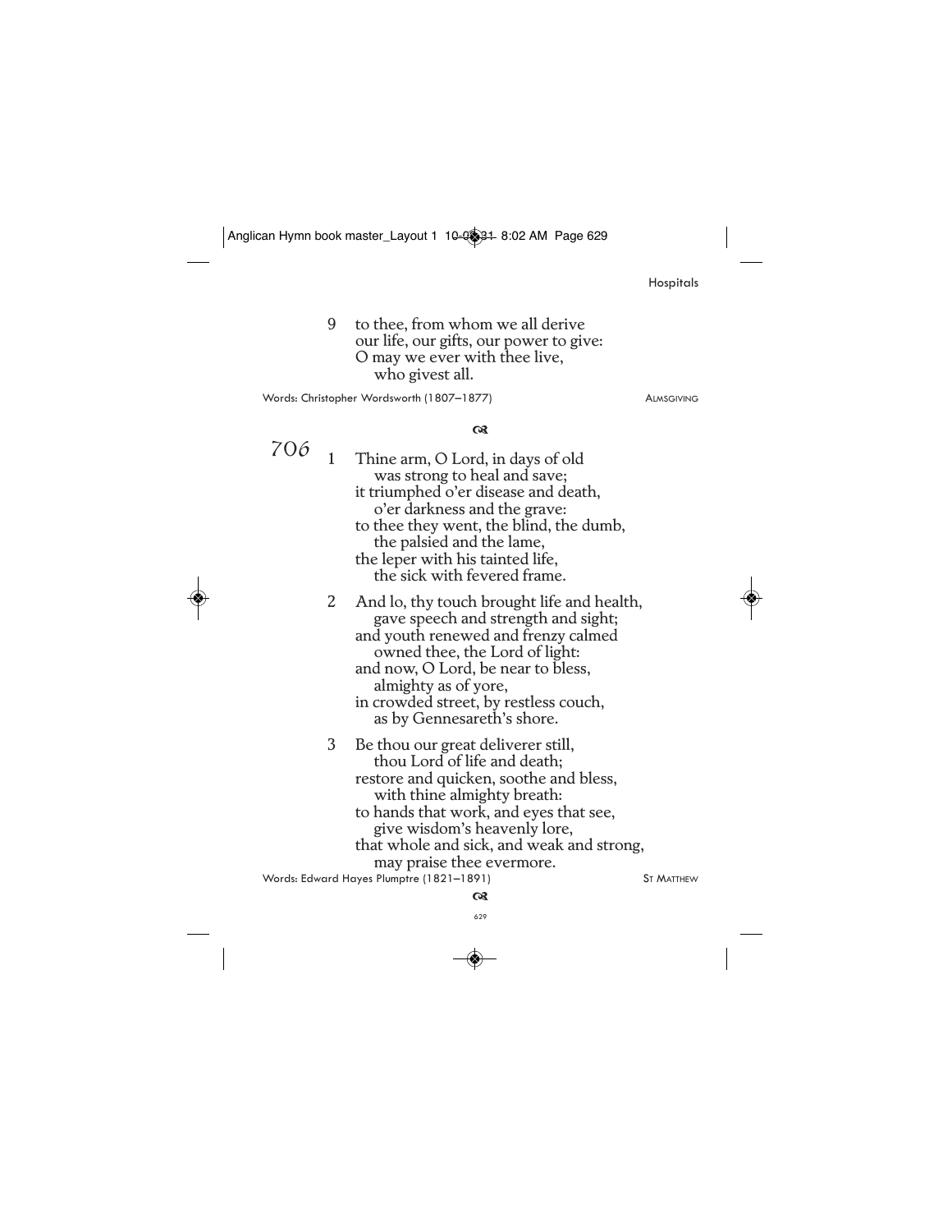9 to thee, from whom we all derive
our life, our gifts, our power to give:
O may we ever with thee live,
who givest all.

Words: Christopher Wordsworth (1807–1877) ALMSGIVING

## 706

1 Thine arm, O Lord, in days of old
was strong to heal and save;
it triumphed o'er disease and death,
o'er darkness and the grave:
to thee they went, the blind, the dumb,
the palsied and the lame,
the leper with his tainted life,
the sick with fevered frame.

2 And lo, thy touch brought life and health,
gave speech and strength and sight;
and youth renewed and frenzy calmed
owned thee, the Lord of light:
and now, O Lord, be near to bless,
almighty as of yore,
in crowded street, by restless couch,
as by Gennesareth's shore.

3 Be thou our great deliverer still,
thou Lord of life and death;
restore and quicken, soothe and bless,
with thine almighty breath:
to hands that work, and eyes that see,
give wisdom's heavenly lore,
that whole and sick, and weak and strong,
may praise thee evermore.

Words: Edward Hayes Plumptre (1821–1891) ST MATTHEW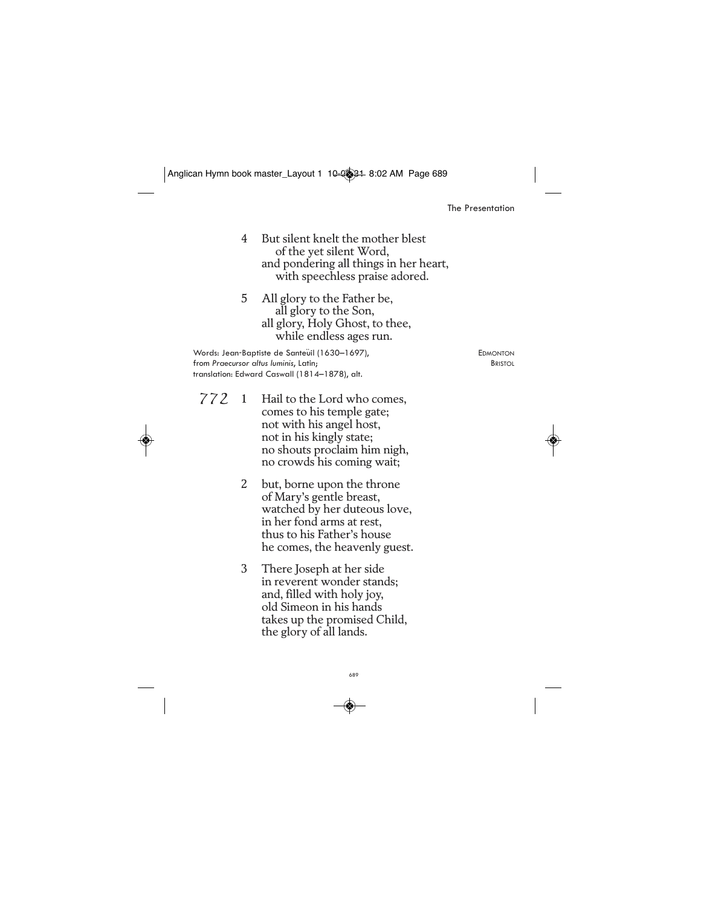4 But silent knelt the mother blest
  of the yet silent Word,
and pondering all things in her heart,
  with speechless praise adored.

5 All glory to the Father be,
  all glory to the Son,
all glory, Holy Ghost, to thee,
  while endless ages run.

Words: Jean-Baptiste de Santeüil (1630–1697),
from *Praecursor altus luminis*, Latin;
translation: Edward Caswall (1814–1878), alt.

EDMONTON
BRISTOL

## 772

1 Hail to the Lord who comes,
comes to his temple gate;
not with his angel host,
not in his kingly state;
no shouts proclaim him nigh,
no crowds his coming wait;

2 but, borne upon the throne
of Mary's gentle breast,
watched by her duteous love,
in her fond arms at rest,
thus to his Father's house
he comes, the heavenly guest.

3 There Joseph at her side
in reverent wonder stands;
and, filled with holy joy,
old Simeon in his hands
takes up the promised Child,
the glory of all lands.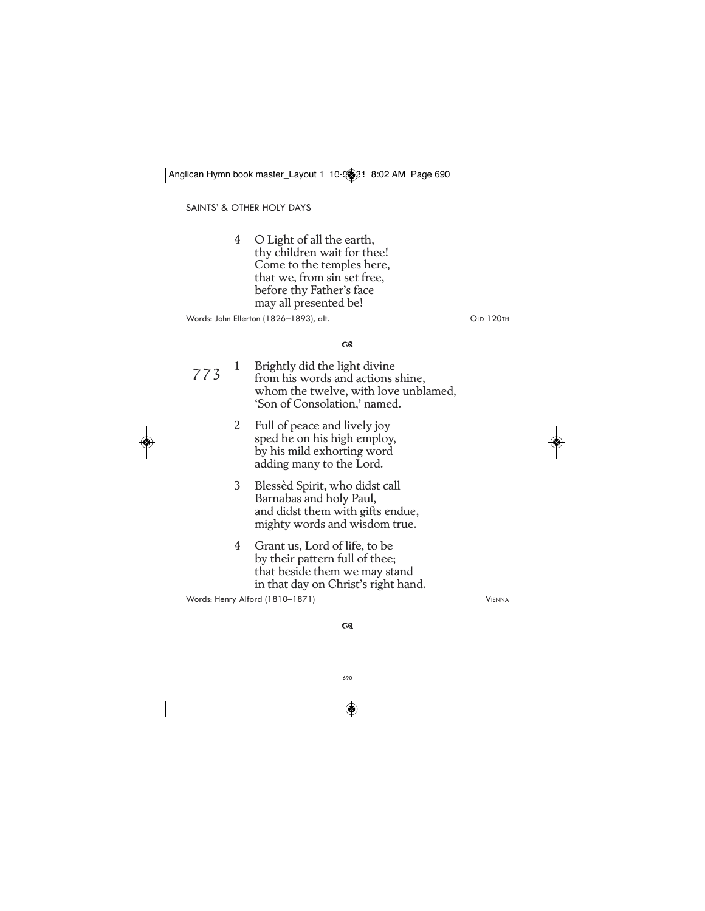4 O Light of all the earth,
thy children wait for thee!
Come to the temples here,
that we, from sin set free,
before thy Father's face
may all presented be!

Words: John Ellerton (1826–1893), alt. OLD 120TH

## 773

1 Brightly did the light divine
from his words and actions shine,
whom the twelve, with love unblamed,
'Son of Consolation,' named.

2 Full of peace and lively joy
sped he on his high employ,
by his mild exhorting word
adding many to the Lord.

3 Blessèd Spirit, who didst call
Barnabas and holy Paul,
and didst them with gifts endue,
mighty words and wisdom true.

4 Grant us, Lord of life, to be
by their pattern full of thee;
that beside them we may stand
in that day on Christ's right hand.

Words: Henry Alford (1810–1871) VIENNA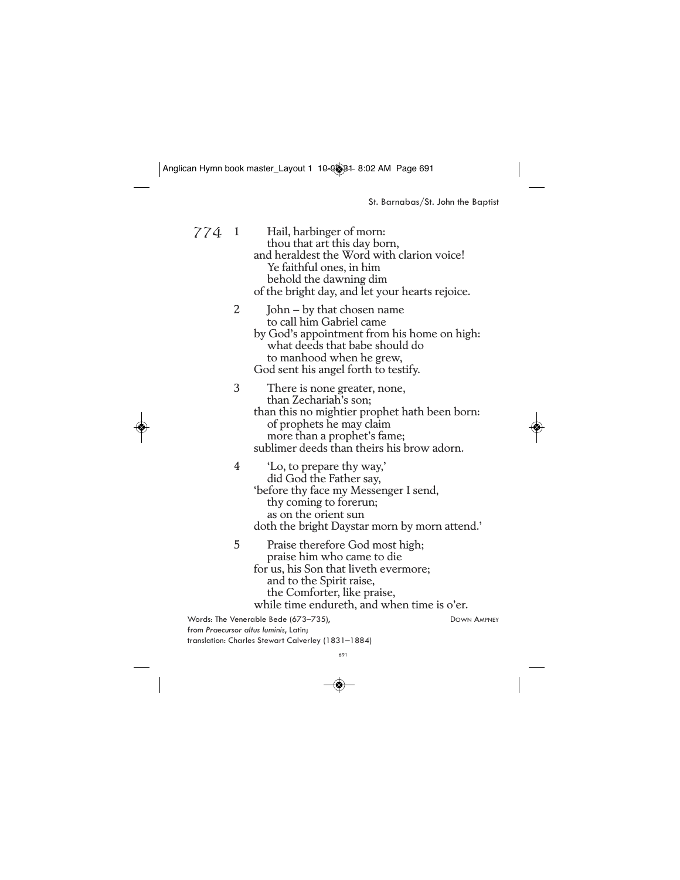774

1 Hail, harbinger of morn:
thou that art this day born,
and heraldest the Word with clarion voice!
Ye faithful ones, in him
behold the dawning dim
of the bright day, and let your hearts rejoice.

2 John – by that chosen name
to call him Gabriel came
by God's appointment from his home on high:
what deeds that babe should do
to manhood when he grew,
God sent his angel forth to testify.

3 There is none greater, none,
than Zechariah's son;
than this no mightier prophet hath been born:
of prophets he may claim
more than a prophet's fame;
sublimer deeds than theirs his brow adorn.

4 'Lo, to prepare thy way,'
did God the Father say,
'before thy face my Messenger I send,
thy coming to forerun;
as on the orient sun
doth the bright Daystar morn by morn attend.'

5 Praise therefore God most high;
praise him who came to die
for us, his Son that liveth evermore;
and to the Spirit raise,
the Comforter, like praise,
while time endureth, and when time is o'er.

Words: The Venerable Bede (673–735),
from *Praecursor altus luminis*, Latin;
translation: Charles Stewart Calverley (1831–1884)

DOWN AMPNEY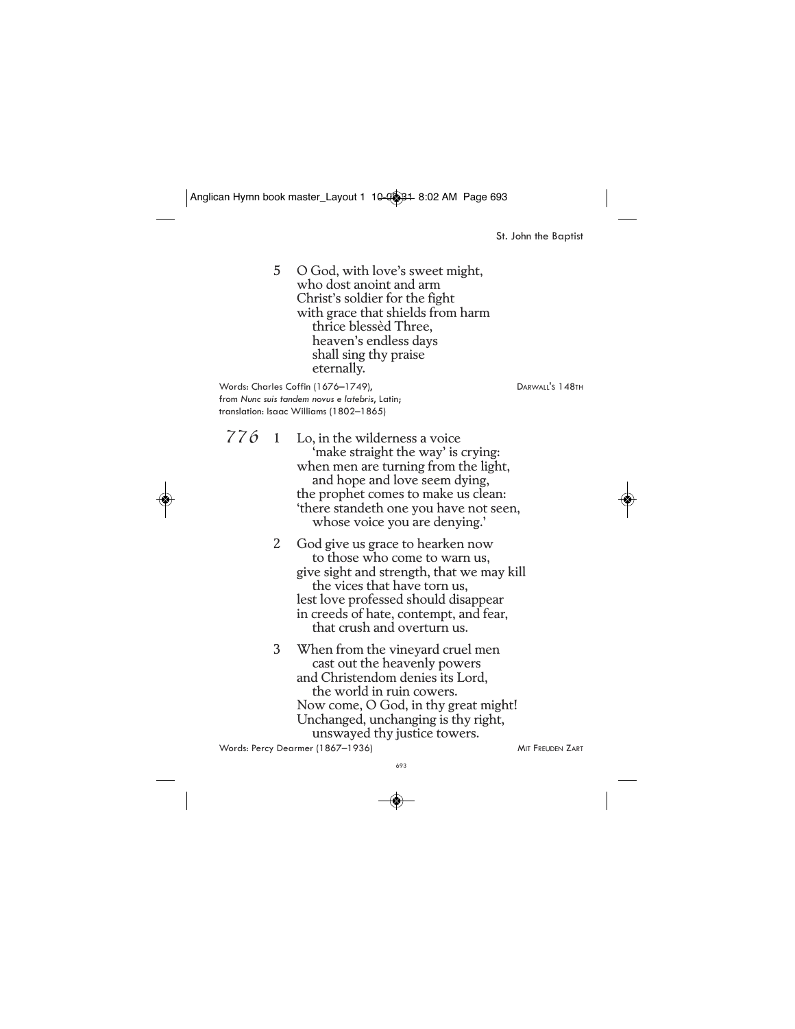5 O God, with love's sweet might,
who dost anoint and arm
Christ's soldier for the fight
with grace that shields from harm
  thrice blessèd Three,
  heaven's endless days
  shall sing thy praise
  eternally.

Words: Charles Coffin (1676–1749),
from *Nunc suis tandem novus e latebris,* Latin;
translation: Isaac Williams (1802–1865)

DARWALL'S 148TH

## 776

1 Lo, in the wilderness a voice
  'make straight the way' is crying:
when men are turning from the light,
  and hope and love seem dying,
the prophet comes to make us clean:
'there standeth one you have not seen,
  whose voice you are denying.'

2 God give us grace to hearken now
  to those who come to warn us,
give sight and strength, that we may kill
  the vices that have torn us,
lest love professed should disappear
in creeds of hate, contempt, and fear,
  that crush and overturn us.

3 When from the vineyard cruel men
  cast out the heavenly powers
and Christendom denies its Lord,
  the world in ruin cowers.
Now come, O God, in thy great might!
Unchanged, unchanging is thy right,
  unswayed thy justice towers.

Words: Percy Dearmer (1867–1936)

MIT FREUDEN ZART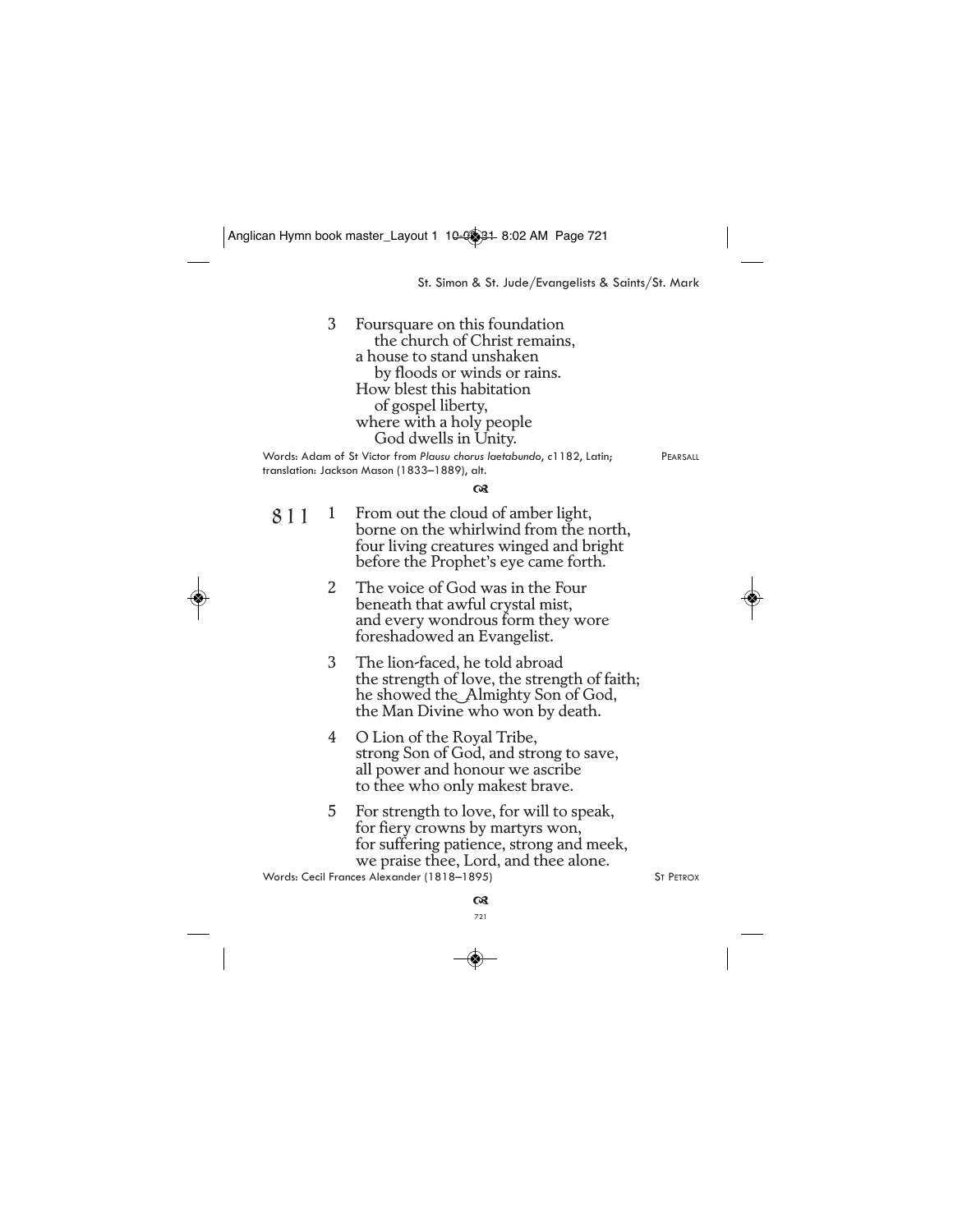3 Foursquare on this foundation
 the church of Christ remains,
a house to stand unshaken
 by floods or winds or rains.
How blest this habitation
 of gospel liberty,
where with a holy people
 God dwells in Unity.

Words: Adam of St Victor from *Plausu chorus laetabundo*, c1182, Latin; translation: Jackson Mason (1833–1889), alt. PEARSALL

## 811

1 From out the cloud of amber light,
borne on the whirlwind from the north,
four living creatures winged and bright
before the Prophet's eye came forth.

2 The voice of God was in the Four
beneath that awful crystal mist,
and every wondrous form they wore
foreshadowed an Evangelist.

3 The lion-faced, he told abroad
the strength of love, the strength of faith;
he showed the‿Almighty Son of God,
the Man Divine who won by death.

4 O Lion of the Royal Tribe,
strong Son of God, and strong to save,
all power and honour we ascribe
to thee who only makest brave.

5 For strength to love, for will to speak,
for fiery crowns by martyrs won,
for suffering patience, strong and meek,
we praise thee, Lord, and thee alone.

Words: Cecil Frances Alexander (1818–1895) ST PETROX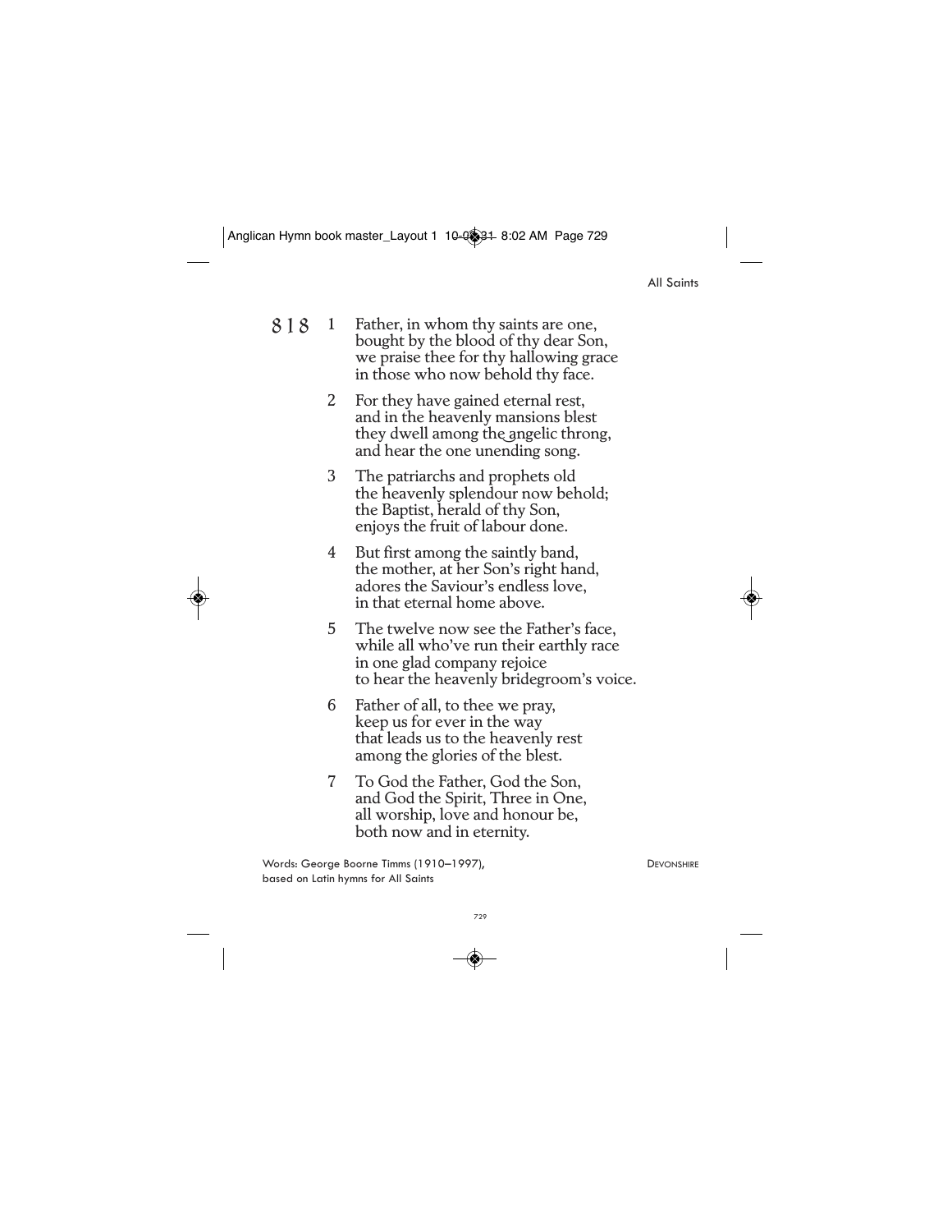# 818

1. Father, in whom thy saints are one,
bought by the blood of thy dear Son,
we praise thee for thy hallowing grace
in those who now behold thy face.

2. For they have gained eternal rest,
and in the heavenly mansions blest
they dwell among the angelic throng,
and hear the one unending song.

3. The patriarchs and prophets old
the heavenly splendour now behold;
the Baptist, herald of thy Son,
enjoys the fruit of labour done.

4. But first among the saintly band,
the mother, at her Son's right hand,
adores the Saviour's endless love,
in that eternal home above.

5. The twelve now see the Father's face,
while all who've run their earthly race
in one glad company rejoice
to hear the heavenly bridegroom's voice.

6. Father of all, to thee we pray,
keep us for ever in the way
that leads us to the heavenly rest
among the glories of the blest.

7. To God the Father, God the Son,
and God the Spirit, Three in One,
all worship, love and honour be,
both now and in eternity.

Words: George Boorne Timms (1910–1997),
based on Latin hymns for All Saints

DEVONSHIRE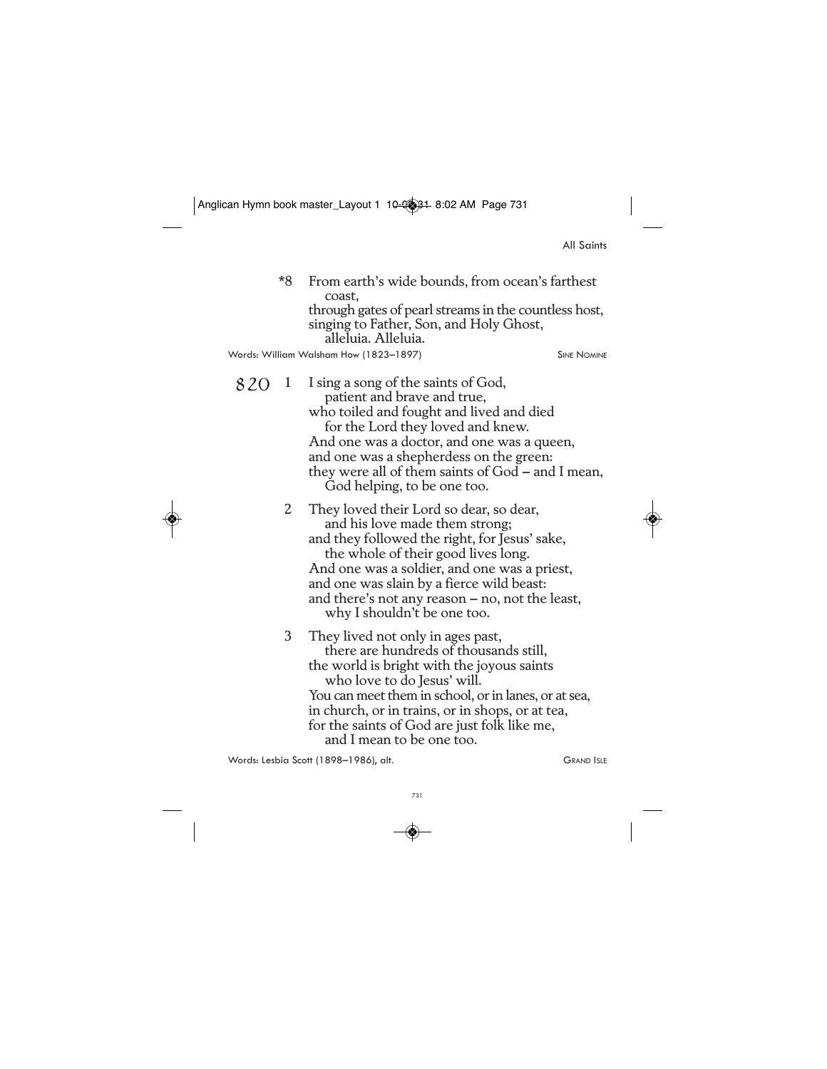*8 From earth's wide bounds, from ocean's farthest
coast,
through gates of pearl streams in the countless host,
singing to Father, Son, and Holy Ghost,
alleluia. Alleluia.

Words: William Walsham How (1823–1897) SINE NOMINE

**820**

1 I sing a song of the saints of God,
patient and brave and true,
who toiled and fought and lived and died
for the Lord they loved and knew.
And one was a doctor, and one was a queen,
and one was a shepherdess on the green:
they were all of them saints of God – and I mean,
God helping, to be one too.

2 They loved their Lord so dear, so dear,
and his love made them strong;
and they followed the right, for Jesus' sake,
the whole of their good lives long.
And one was a soldier, and one was a priest,
and one was slain by a fierce wild beast:
and there's not any reason – no, not the least,
why I shouldn't be one too.

3 They lived not only in ages past,
there are hundreds of thousands still,
the world is bright with the joyous saints
who love to do Jesus' will.
You can meet them in school, or in lanes, or at sea,
in church, or in trains, or in shops, or at tea,
for the saints of God are just folk like me,
and I mean to be one too.

Words: Lesbia Scott (1898–1986), alt. GRAND ISLE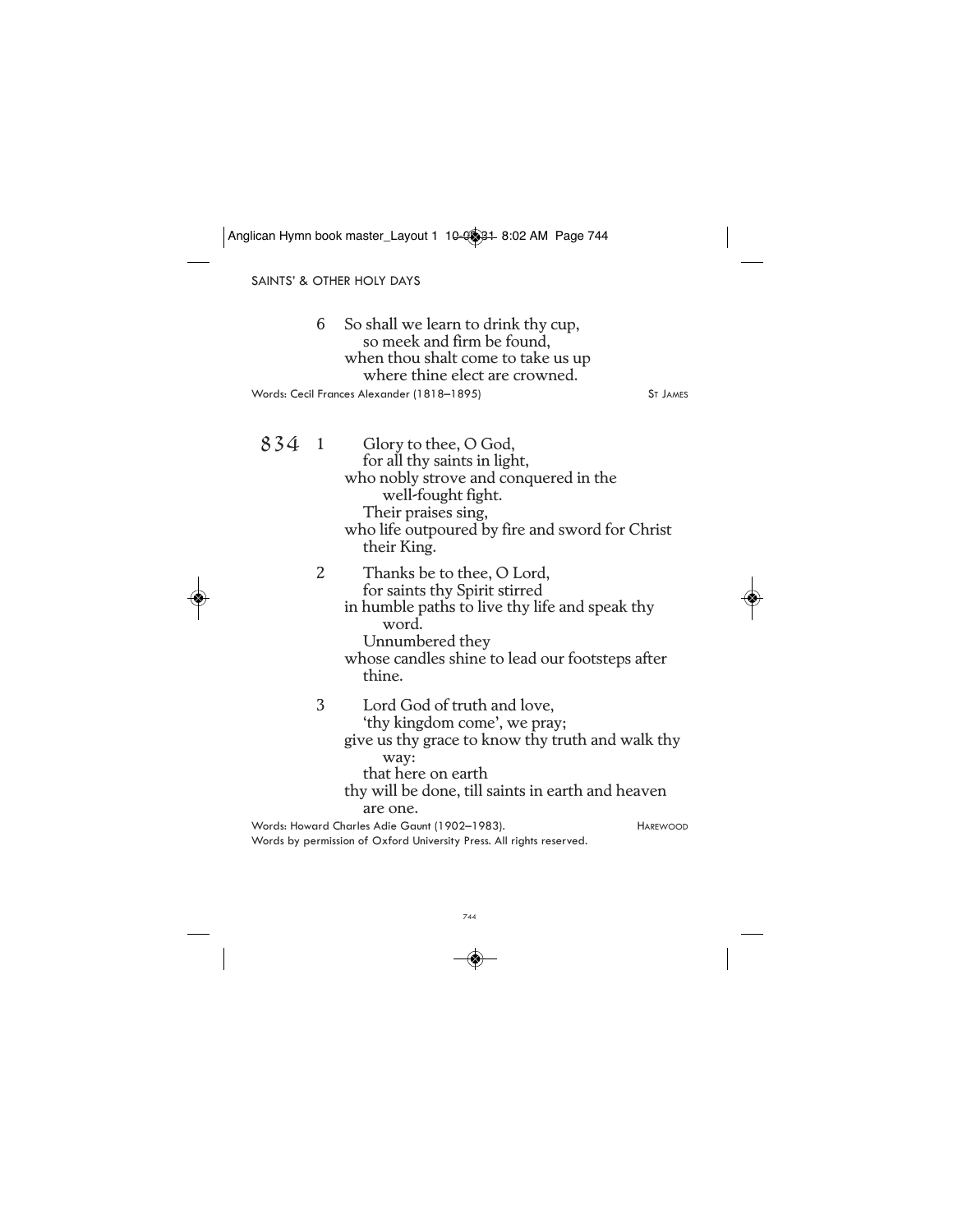6 So shall we learn to drink thy cup,
so meek and firm be found,
when thou shalt come to take us up
where thine elect are crowned.

Words: Cecil Frances Alexander (1818–1895) ST JAMES

**834**

1 Glory to thee, O God,
for all thy saints in light,
who nobly strove and conquered in the
well-fought fight.
Their praises sing,
who life outpoured by fire and sword for Christ
their King.

2 Thanks be to thee, O Lord,
for saints thy Spirit stirred
in humble paths to live thy life and speak thy
word.
Unnumbered they
whose candles shine to lead our footsteps after
thine.

3 Lord God of truth and love,
'thy kingdom come', we pray;
give us thy grace to know thy truth and walk thy
way:
that here on earth
thy will be done, till saints in earth and heaven
are one.

Words: Howard Charles Adie Gaunt (1902–1983). HAREWOOD
Words by permission of Oxford University Press. All rights reserved.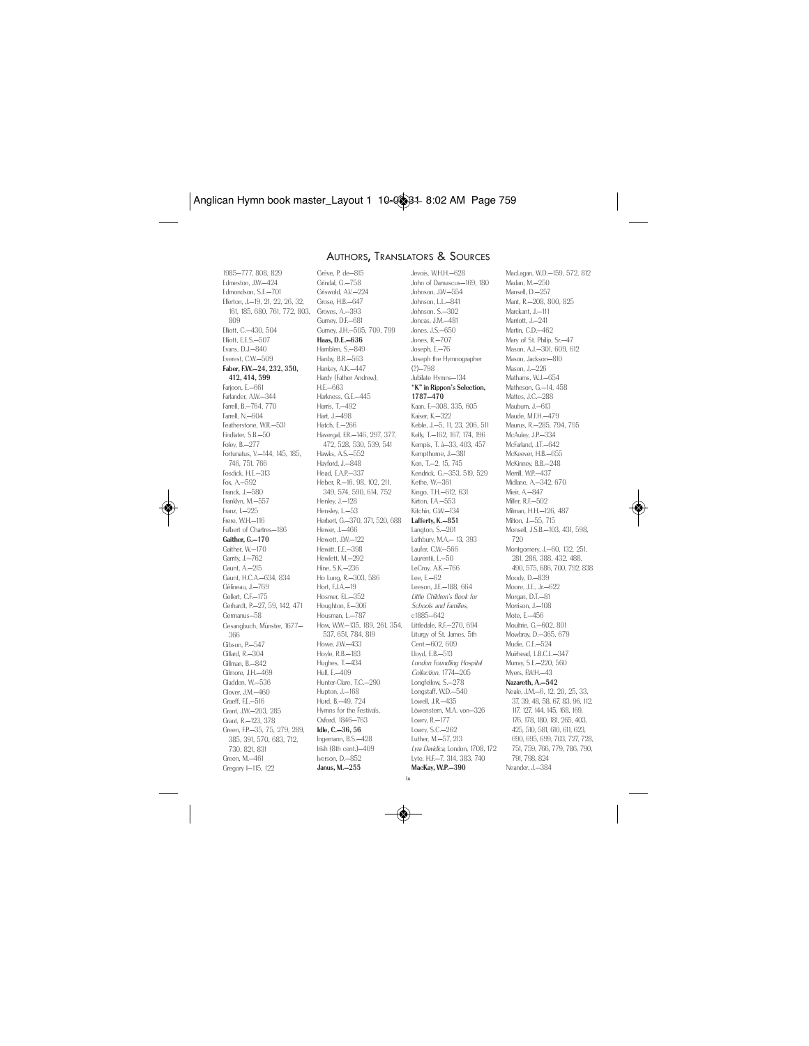## Authors, Translators & Sources

1985—777, 808, 829
Edmeston, J.W.—424
Edmondson, S.E.—701
Ellerton, J.—19, 21, 22, 26, 32, 161, 185, 680, 761, 772, 803, 809
Elliott, C.—430, 504
Elliott, E.E.S.—507
Evans, D.J.—840
Everest, C.W.—509
**Faber, F.W.—24, 232, 350, 412, 414, 599**
Farjeon, E.—661
Farlander, A.W.—344
Farrell, B.—764, 770
Farrell, N.—604
Featherstone, W.R.—531
Findlater, S.B.—50
Foley, B.—277
Fortunatus, V.—144, 145, 185, 746, 751, 766
Fosdick, H.E.—313
Fox, A.—592
Franck, J.—580
Franklyn, M.—557
Franz, I.—225
Frere, W.H.—116
Fulbert of Chartres—186
**Gaither, G.—170**
Gaither, W.—170
Garrity, J.—762
Gaunt, A.—215
Gaunt, H.C.A.—634, 834
Gélineau, J.—769
Gellert, C.F.—175
Gerhardt, P.—27, 59, 142, 471
Germanus—58
Gesangbuch, Münster, 1677—366
Gibson, P.—547
Gillard, R.—304
Gillman, B.—842
Gilmore, J.H.—469
Gladden, W.—536
Glover, J.M.—460
Graeff, F.E.—516
Grant, J.W.—203, 285
Grant, R.—123, 378
Green, F.P.—35, 75, 279, 289, 385, 391, 570, 683, 712, 730, 821, 831
Green, M.—461
Gregory I—115, 122
Grève, P. de—815
Grindal, G.—758
Griswold, A.V.—224
Grose, H.B.—647
Groves, A.—393
Gurney, D.F.—681
Gurney, J.H.—505, 709, 799
**Haas, D.E.—636**
Hamblen, S.—849
Hanby, B.R.—563
Hankey, A.K.—447
Hardy (Father Andrew), H.E.—663
Harkness, G.E.—445
Harris, T.—492
Hart, J.—498
Hatch, E.—266
Havergal, F.R.—146, 297, 377, 472, 528, 530, 539, 541
Hawks, A.S.—552
Hayford, J.—848
Head, E.A.P.—337
Heber, R.—16, 98, 102, 211, 349, 574, 590, 614, 752
Henley, J.—128
Hensley, L.—53
Herbert, G.—370, 371, 520, 688
Hewer, J.—466
Hewett, J.W.—122
Hewitt, E.E.—398
Hewlett, M.—292
Hine, S.K.—236
Ho Lung, R.—303, 586
Hort, F.J.A.—19
Hosmer, F.L.—352
Houghton, F.—306
Housman, L.—787
How, W.W.—135, 189, 261, 354, 537, 651, 784, 819
Howe, J.W.—433
Hoyle, R.B.—183
Hughes, T.—434
Hull, E.—409
Hunter-Clare, T.C.—290
Hupton, J.—168
Hurd, B.—49, 724
Hymns for the Festivals, Oxford, 1846—763
**Idle, C.—36, 56**
Ingemann, B.S.—428
Irish (8th cent.)—409
Iverson, D.—852
**Janus, M.—255**
Jervois, W.H.H.—628
John of Damascus—169, 180
Johnson, J.W.—554
Johnson, L.L.—841
Johnson, S.—302
Joncas, J.M.—481
Jones, J.S.—650
Jones, R.—707
Joseph, E.—76
Joseph the Hymnographer (?)—798
Jubilate Hymns—134
**"K" in Rippon's Selection, 1787—470**
Kaan, F.—308, 335, 605
Kaiser, K.—322
Keble, J.—5, 11, 23, 206, 511
Kelly, T.—162, 167, 174, 196
Kempis, T. à—33, 403, 457
Kempthorne, J.—381
Ken, T.—2, 15, 745
Kendrick, G.—353, 519, 529
Kethe, W.—361
Kingo, T.H.—612, 631
Kirton, F.A.—553
Kitchin, G.W.—134
**Lafferty, K.—851**
Langton, S.—201
Lathbury, M.A.— 13, 393
Laufer, C.W.—566
Laurentii, L.—50
LeCroy, A.K.—766
Lee, E.—62
Leeson, J.E.—188, 664
*Little Children's Book for Schools and Families*, c1885—642
Littledale, R.F.—270, 694
Liturgy of St. James, 5th Cent.—602, 609
Lloyd, E.B.—513
*London Foundling Hospital Collection*, 1774—205
Longfellow, S.—278
Longstaff, W.D.—540
Lowell, J.R.—435
Löwenstern, M.A. von—326
Lowry, R.—177
Lowry, S.C.—262
Luther, M.—57, 213
*Lyra Davidica*, London, 1708, 172
Lyte, H.F.—7, 314, 383, 740
**MacKay, W.P.—390**
MacLagan, W.D.—159, 572, 812
Madan, M.—250
Mansell, D.—257
Mant, R.—208, 800, 825
Marckant, J.—111
Marriott, J.—241
Martin, C.D.—462
Mary of St. Philip, Sr.—47
Mason, A.J.—301, 609, 612
Mason, Jackson—810
Mason, J.—226
Mathams, W.J.—654
Matheson, G.—14, 458
Mattes, J.C.—288
Mauburn, J.—613
Maude, M.F.H.—479
Maurus, R.—285, 794, 795
McAuley, J.P.—334
McFarland, J.T.—642
McKeever, H.B.—655
McKinney, B.B.—248
Merrill, W.P.—437
Midlane, A.—342, 670
Mieir, A.—847
Miller, R.F.—502
Milman, H.H.—126, 487
Milton, J.—55, 715
Monsell, J.S.B.—103, 431, 598, 720
Montgomery, J.—60, 132, 251, 281, 286, 388, 432, 488, 490, 575, 686, 700, 792, 838
Moody, D.—839
Moore, J.E., Jr.—622
Morgan, D.T.—81
Morrison, J.—108
Mote, E.—456
Moultrie, G.—602, 801
Mowbray, D.—365, 679
Mudie, C.E.—524
Muirhead, L.B.C.L.—347
Murray, S.E.—220, 560
Myers, F.W.H.—43
**Nazareth, A.—542**
Neale, J.M.—6, 12, 20, 25, 33, 37, 39, 48, 58, 67, 83, 96, 112, 117, 127, 144, 145, 168, 169, 176, 178, 180, 181, 265, 403, 425, 510, 581, 610, 611, 623, 690, 695, 699, 703, 727, 728, 751, 759, 766, 779, 786, 790, 791, 798, 824
Neander, J.—384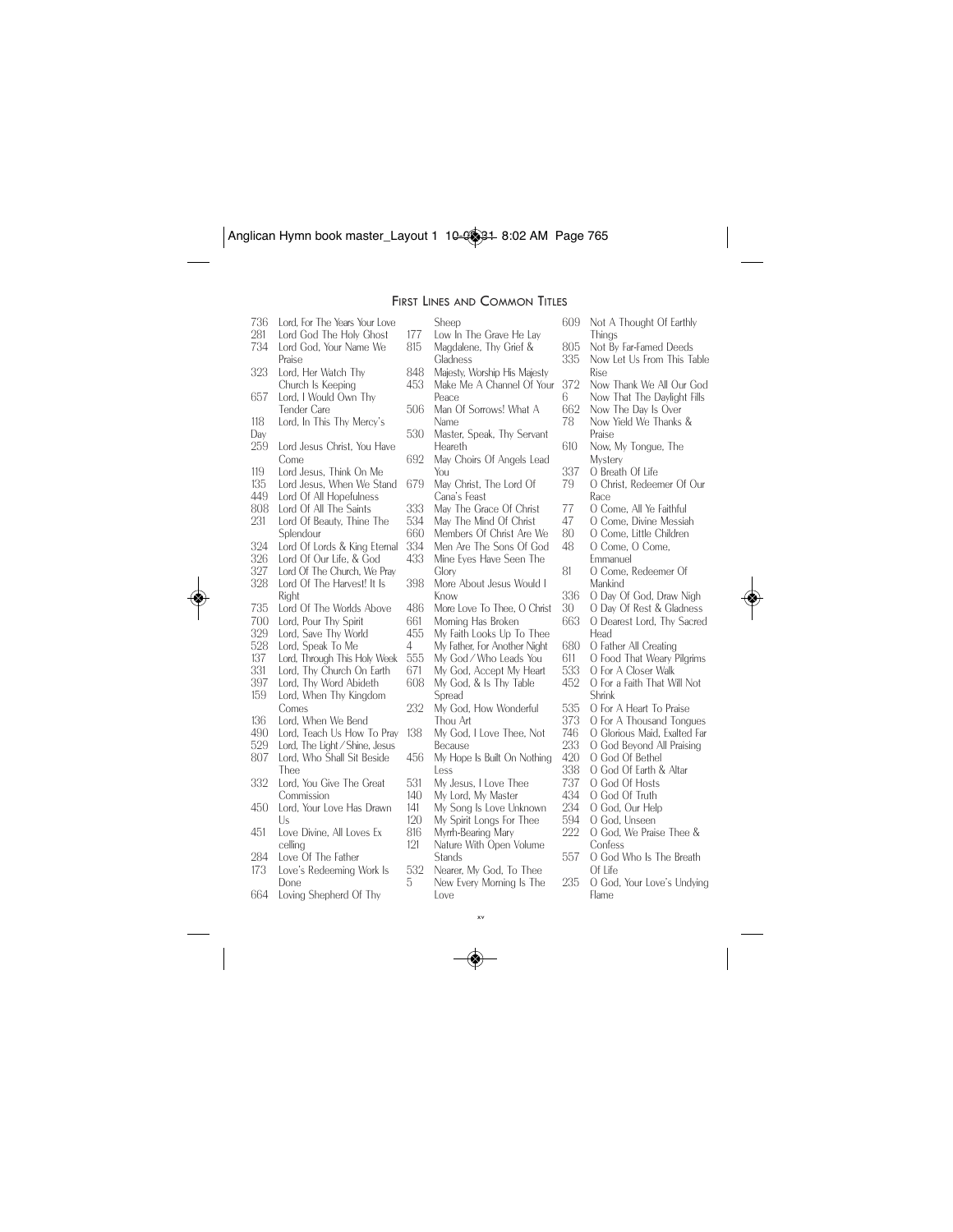## First Lines and Common Titles

- 736 Lord, For The Years Your Love
- 281 Lord God The Holy Ghost
- 734 Lord God, Your Name We Praise
- 323 Lord, Her Watch Thy Church Is Keeping
- 657 Lord, I Would Own Thy Tender Care
- 118 Lord, In This Thy Mercy's Day
- 259 Lord Jesus Christ, You Have Come
- 119 Lord Jesus, Think On Me
- 135 Lord Jesus, When We Stand
- 449 Lord Of All Hopefulness
- 808 Lord Of All The Saints
- 231 Lord Of Beauty, Thine The Splendour
- 324 Lord Of Lords & King Eternal
- 326 Lord Of Our Life, & God
- 327 Lord Of The Church, We Pray
- 328 Lord Of The Harvest! It Is Right
- 735 Lord Of The Worlds Above
- 700 Lord, Pour Thy Spirit
- 329 Lord, Save Thy World
- 528 Lord, Speak To Me
- 137 Lord, Through This Holy Week
- 331 Lord, Thy Church On Earth
- 397 Lord, Thy Word Abideth
- 159 Lord, When Thy Kingdom Comes
- 136 Lord, When We Bend
- 490 Lord, Teach Us How To Pray
- 529 Lord, The Light/Shine, Jesus
- 807 Lord, Who Shall Sit Beside Thee
- 332 Lord, You Give The Great Commission
- 450 Lord, Your Love Has Drawn Us
- 451 Love Divine, All Loves Ex celling
- 284 Love Of The Father
- 173 Love's Redeeming Work Is Done
- 664 Loving Shepherd Of Thy Sheep
- 177 Low In The Grave He Lay
- 815 Magdalene, Thy Grief & Gladness
- 848 Majesty, Worship His Majesty
- 453 Make Me A Channel Of Your Peace
- 506 Man Of Sorrows! What A Name
- 530 Master, Speak, Thy Servant Heareth
- 692 May Choirs Of Angels Lead You
- 679 May Christ, The Lord Of Cana's Feast
- 333 May The Grace Of Christ
- 534 May The Mind Of Christ
- 660 Members Of Christ Are We
- 334 Men Are The Sons Of God
- 433 Mine Eyes Have Seen The Glory
- 398 More About Jesus Would I Know
- 486 More Love To Thee, O Christ
- 661 Morning Has Broken
- 455 My Faith Looks Up To Thee
- 4 My Father, For Another Night
- 555 My God/Who Leads You
- 671 My God, Accept My Heart
- 608 My God, & Is Thy Table Spread
- 232 My God, How Wonderful Thou Art
- 138 My God, I Love Thee, Not Because
- 456 My Hope Is Built On Nothing Less
- 531 My Jesus, I Love Thee
- 140 My Lord, My Master
- 141 My Song Is Love Unknown
- 120 My Spirit Longs For Thee
- 816 Myrrh-Bearing Mary
- 121 Nature With Open Volume Stands
- 532 Nearer, My God, To Thee
- 5 New Every Morning Is The Love
- 609 Not A Thought Of Earthly Things
- 805 Not By Far-Famed Deeds
- 335 Now Let Us From This Table Rise
- 372 Now Thank We All Our God
- 6 Now That The Daylight Fills
- 662 Now The Day Is Over
- 78 Now Yield We Thanks & Praise
- 610 Now, My Tongue, The Mystery
- 337 O Breath Of Life
- 79 O Christ, Redeemer Of Our Race
- 77 O Come, All Ye Faithful
- 47 O Come, Divine Messiah
- 80 O Come, Little Children
- 48 O Come, O Come, Emmanuel
- 81 O Come, Redeemer Of Mankind
- 336 O Day Of God, Draw Nigh
- 30 O Day Of Rest & Gladness
- 663 O Dearest Lord, Thy Sacred Head
- 680 O Father All Creating
- 611 O Food That Weary Pilgrims
- 533 O For A Closer Walk
- 452 O For a Faith That Will Not Shrink
- 535 O For A Heart To Praise
- 373 O For A Thousand Tongues
- 746 O Glorious Maid, Exalted Far
- 233 O God Beyond All Praising
- 420 O God Of Bethel
- 338 O God Of Earth & Altar
- 737 O God Of Hosts
- 434 O God Of Truth
- 234 O God, Our Help
- 594 O God, Unseen
- 222 O God, We Praise Thee & Confess
- 557 O God Who Is The Breath Of Life
- 235 O God, Your Love's Undying Flame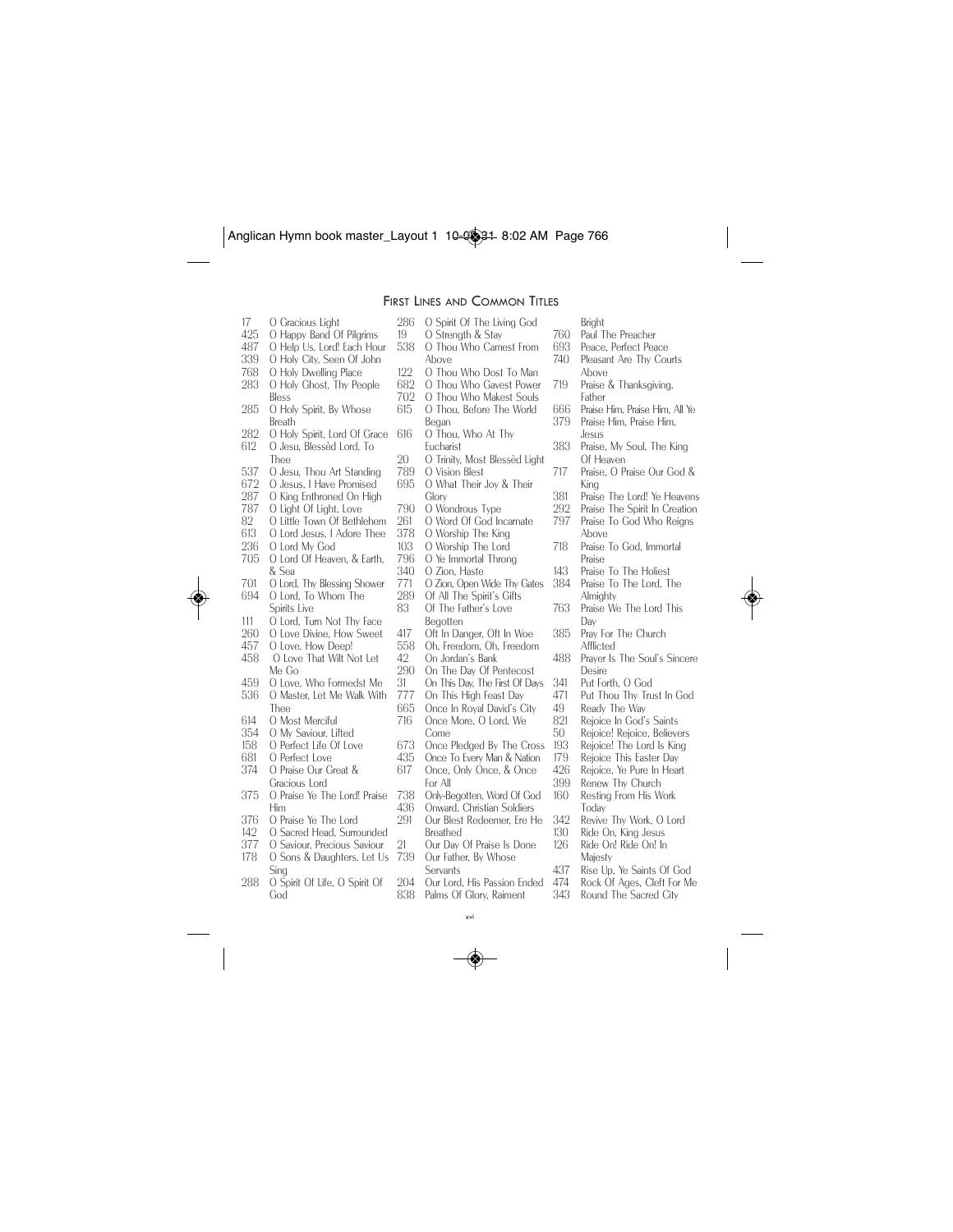## First Lines and Common Titles

17 O Gracious Light
425 O Happy Band Of Pilgrims
487 O Help Us, Lord! Each Hour
339 O Holy City, Seen Of John
768 O Holy Dwelling Place
283 O Holy Ghost, Thy People Bless
285 O Holy Spirit, By Whose Breath
282 O Holy Spirit, Lord Of Grace
612 O Jesu, Blessèd Lord, To Thee
537 O Jesu, Thou Art Standing
672 O Jesus, I Have Promised
287 O King Enthroned On High
787 O Light Of Light, Love
82 O Little Town Of Bethlehem
613 O Lord Jesus, I Adore Thee
236 O Lord My God
705 O Lord Of Heaven, & Earth, & Sea
701 O Lord, Thy Blessing Shower
694 O Lord, To Whom The Spirits Live
111 O Lord, Turn Not Thy Face
260 O Love Divine, How Sweet
457 O Love, How Deep!
458 O Love That Wilt Not Let Me Go
459 O Love, Who Formedst Me
536 O Master, Let Me Walk With Thee
614 O Most Merciful
354 O My Saviour, Lifted
158 O Perfect Life Of Love
681 O Perfect Love
374 O Praise Our Great & Gracious Lord
375 O Praise Ye The Lord! Praise Him
376 O Praise Ye The Lord
142 O Sacred Head, Surrounded
377 O Saviour, Precious Saviour
178 O Sons & Daughters, Let Us Sing
288 O Spirit Of Life, O Spirit Of God
286 O Spirit Of The Living God
19 O Strength & Stay
538 O Thou Who Camest From Above
122 O Thou Who Dost To Man
682 O Thou Who Gavest Power
702 O Thou Who Makest Souls
615 O Thou, Before The World Began
616 O Thou, Who At Thy Eucharist
20 O Trinity, Most Blessèd Light
789 O Vision Blest
695 O What Their Joy & Their Glory
790 O Wondrous Type
261 O Word Of God Incarnate
378 O Worship The King
103 O Worship The Lord
796 O Ye Immortal Throng
340 O Zion, Haste
771 O Zion, Open Wide Thy Gates
289 Of All The Spirit's Gifts
83 Of The Father's Love Begotten
417 Oft In Danger, Oft In Woe
558 Oh, Freedom, Oh, Freedom
42 On Jordan's Bank
290 On The Day Of Pentecost
31 On This Day, The First Of Days
777 On This High Feast Day
665 Once In Royal David's City
716 Once More, O Lord, We Come
673 Once Pledged By The Cross
435 Once To Every Man & Nation
617 Once, Only Once, & Once For All
738 Only-Begotten, Word Of God
436 Onward, Christian Soldiers
291 Our Blest Redeemer, Ere He Breathed
21 Our Day Of Praise Is Done
739 Our Father, By Whose Servants
204 Our Lord, His Passion Ended
838 Palms Of Glory, Raiment Bright
760 Paul The Preacher
693 Peace, Perfect Peace
740 Pleasant Are Thy Courts Above
719 Praise & Thanksgiving, Father
666 Praise Him, Praise Him, All Ye
379 Praise Him, Praise Him, Jesus
383 Praise, My Soul, The King Of Heaven
717 Praise, O Praise Our God & King
381 Praise The Lord! Ye Heavens
292 Praise The Spirit In Creation
797 Praise To God Who Reigns Above
718 Praise To God, Immortal Praise
143 Praise To The Holiest
384 Praise To The Lord, The Almighty
763 Praise We The Lord This Day
385 Pray For The Church Afflicted
488 Prayer Is The Soul's Sincere Desire
341 Put Forth, O God
471 Put Thou Thy Trust In God
49 Ready The Way
821 Rejoice In God's Saints
50 Rejoice! Rejoice, Believers
193 Rejoice! The Lord Is King
179 Rejoice This Easter Day
426 Rejoice, Ye Pure In Heart
399 Renew Thy Church
160 Resting From His Work Today
342 Revive Thy Work, O Lord
130 Ride On, King Jesus
126 Ride On! Ride On! In Majesty
437 Rise Up, Ye Saints Of God
474 Rock Of Ages, Cleft For Me
343 Round The Sacred City